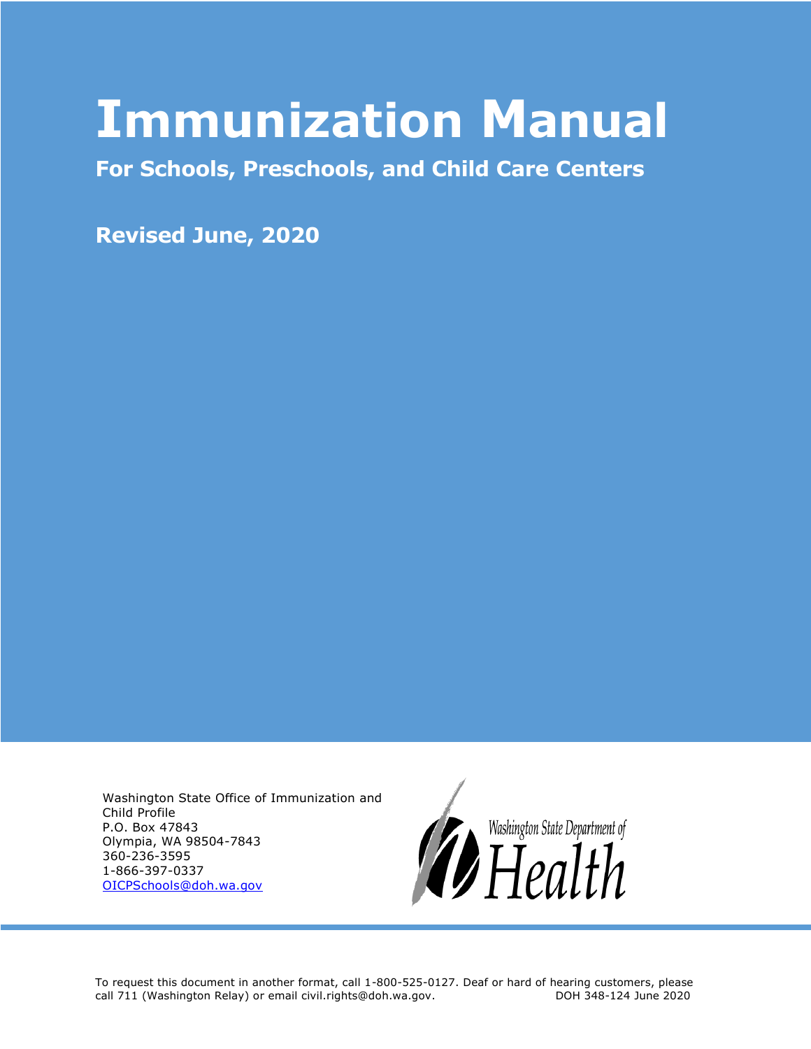# Immunization Manual

## For Schools, Preschools, and Child Care Centers

**Revised June, 2020**

Washington State Office of Immunization and Child Profile
P.O. Box 47843
Olympia, WA 98504-7843
360-236-3595
1-866-397-0337
OICPSchools@doh.wa.gov

Washington State Department of Health

To request this document in another format, call 1-800-525-0127. Deaf or hard of hearing customers, please call 711 (Washington Relay) or email civil.rights@doh.wa.gov.

DOH 348-124 June 2020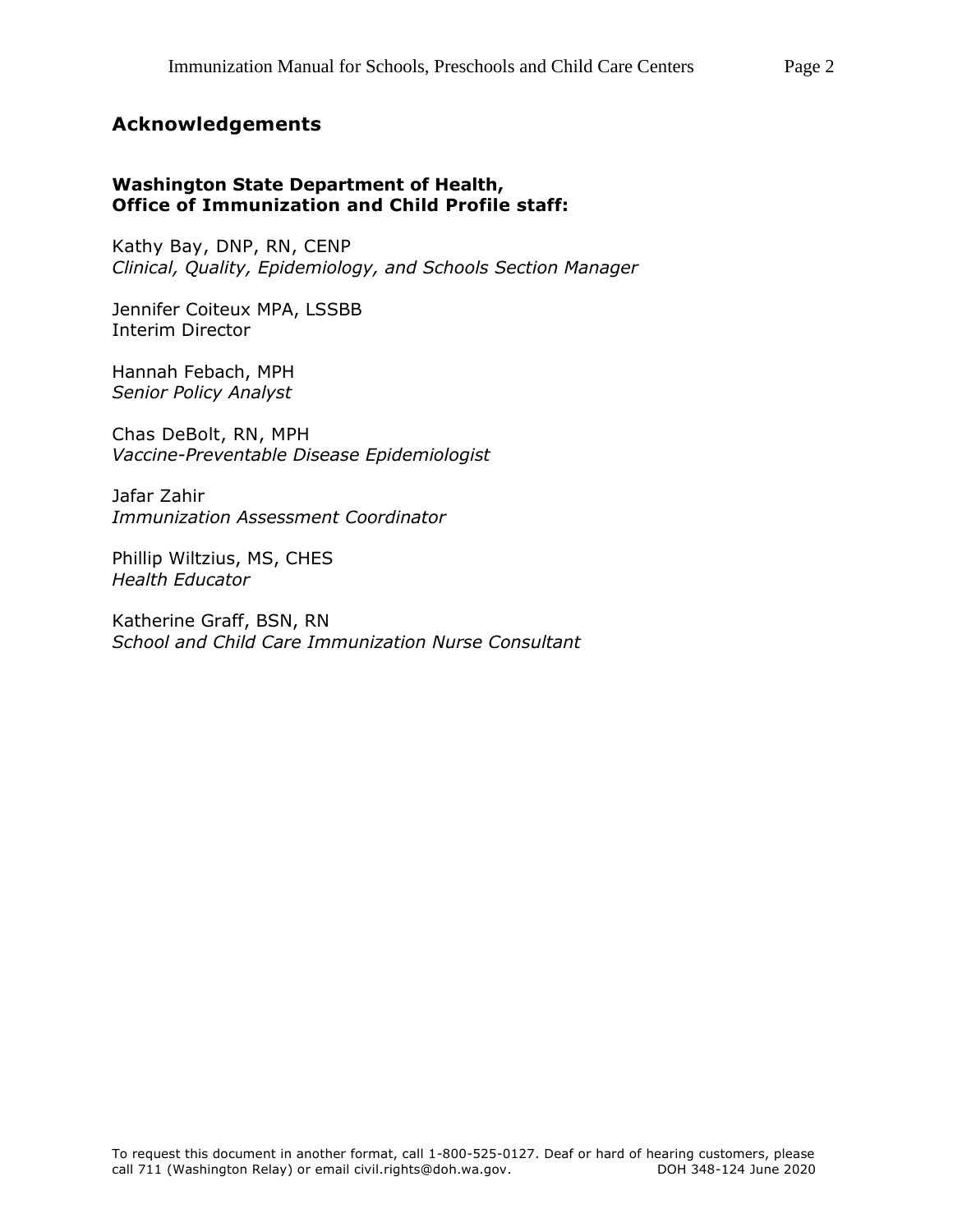## Acknowledgements

**Washington State Department of Health,**
**Office of Immunization and Child Profile staff:**

Kathy Bay, DNP, RN, CENP
*Clinical, Quality, Epidemiology, and Schools Section Manager*

Jennifer Coiteux MPA, LSSBB
Interim Director

Hannah Febach, MPH
*Senior Policy Analyst*

Chas DeBolt, RN, MPH
*Vaccine-Preventable Disease Epidemiologist*

Jafar Zahir
*Immunization Assessment Coordinator*

Phillip Wiltzius, MS, CHES
*Health Educator*

Katherine Graff, BSN, RN
*School and Child Care Immunization Nurse Consultant*

To request this document in another format, call 1-800-525-0127. Deaf or hard of hearing customers, please call 711 (Washington Relay) or email civil.rights@doh.wa.gov. DOH 348-124 June 2020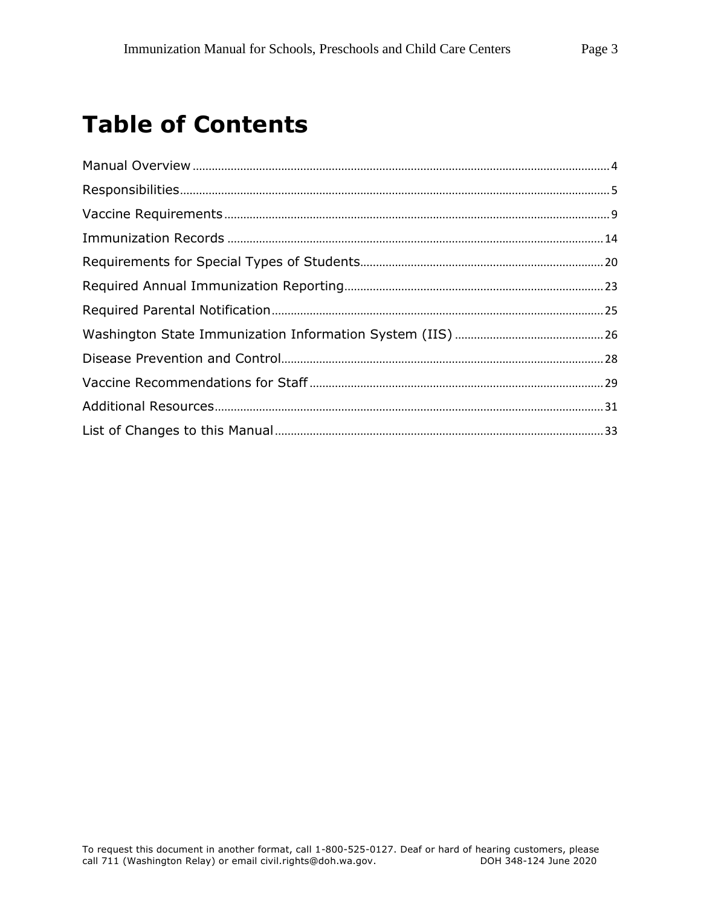# Table of Contents

Manual Overview .................................................. 4

Responsibilities.................................................. 5

Vaccine Requirements.............................................. 9

Immunization Records ............................................. 14

Requirements for Special Types of Students........................ 20

Required Annual Immunization Reporting............................ 23

Required Parental Notification.................................... 25

Washington State Immunization Information System (IIS) ........... 26

Disease Prevention and Control.................................... 28

Vaccine Recommendations for Staff ................................ 29

Additional Resources.............................................. 31

List of Changes to this Manual.................................... 33

To request this document in another format, call 1-800-525-0127. Deaf or hard of hearing customers, please call 711 (Washington Relay) or email civil.rights@doh.wa.gov. DOH 348-124 June 2020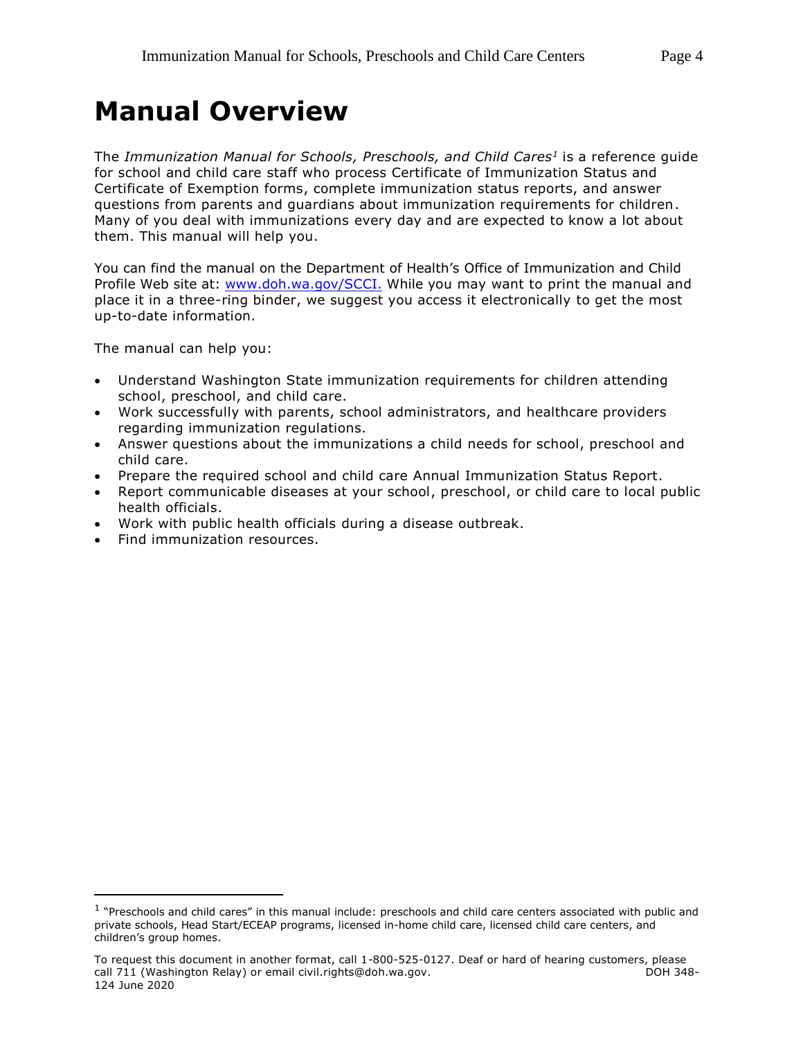# Manual Overview

The *Immunization Manual for Schools, Preschools, and Child Cares*[1] is a reference guide for school and child care staff who process Certificate of Immunization Status and Certificate of Exemption forms, complete immunization status reports, and answer questions from parents and guardians about immunization requirements for children. Many of you deal with immunizations every day and are expected to know a lot about them. This manual will help you.

You can find the manual on the Department of Health's Office of Immunization and Child Profile Web site at: [www.doh.wa.gov/SCCI.](www.doh.wa.gov/SCCI) While you may want to print the manual and place it in a three-ring binder, we suggest you access it electronically to get the most up-to-date information.

The manual can help you:

- Understand Washington State immunization requirements for children attending school, preschool, and child care.
- Work successfully with parents, school administrators, and healthcare providers regarding immunization regulations.
- Answer questions about the immunizations a child needs for school, preschool and child care.
- Prepare the required school and child care Annual Immunization Status Report.
- Report communicable diseases at your school, preschool, or child care to local public health officials.
- Work with public health officials during a disease outbreak.
- Find immunization resources.

---

[1] "Preschools and child cares" in this manual include: preschools and child care centers associated with public and private schools, Head Start/ECEAP programs, licensed in-home child care, licensed child care centers, and children's group homes.

To request this document in another format, call 1-800-525-0127. Deaf or hard of hearing customers, please call 711 (Washington Relay) or email civil.rights@doh.wa.gov. DOH 348-124 June 2020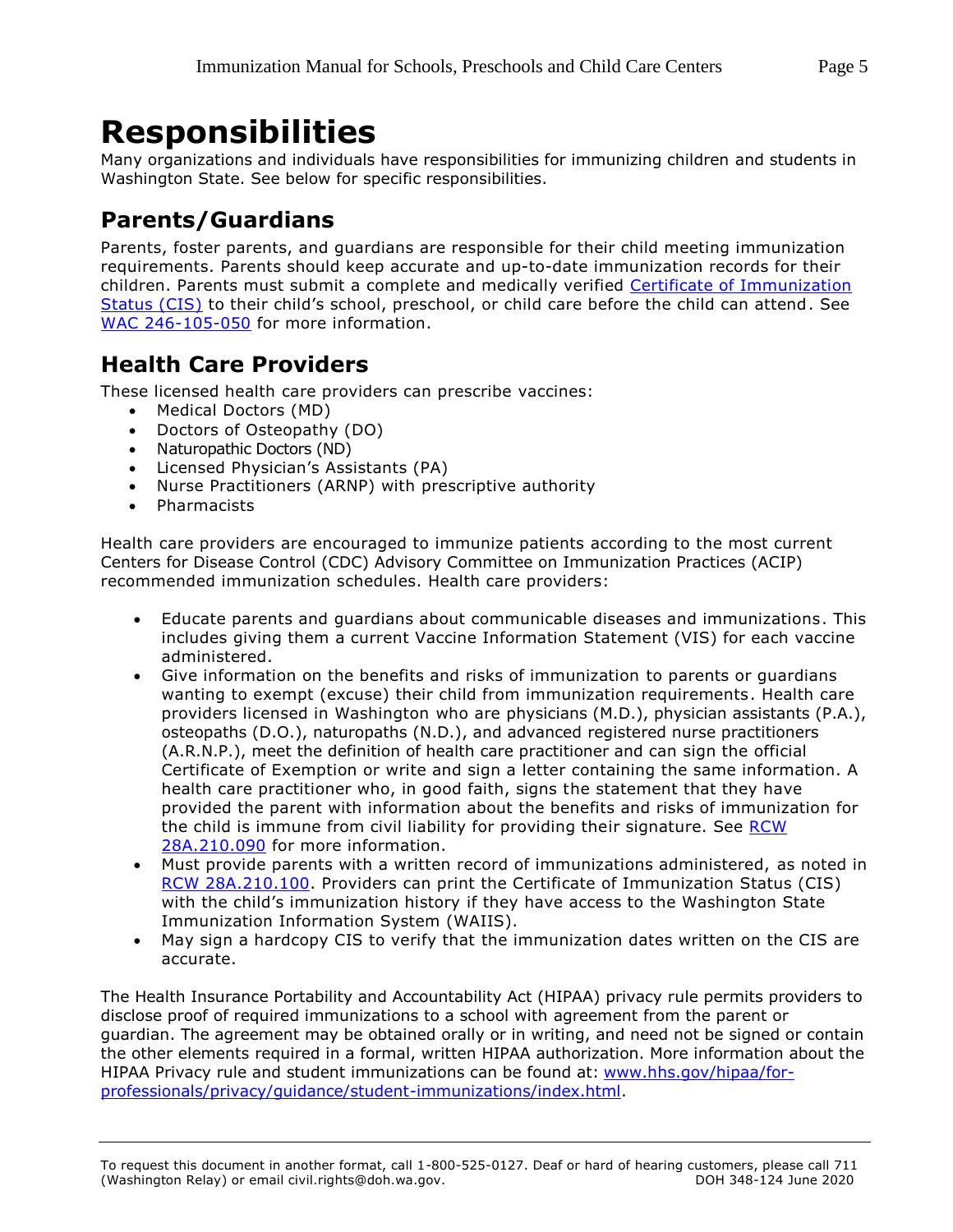# Responsibilities

Many organizations and individuals have responsibilities for immunizing children and students in Washington State. See below for specific responsibilities.

## Parents/Guardians

Parents, foster parents, and guardians are responsible for their child meeting immunization requirements. Parents should keep accurate and up-to-date immunization records for their children. Parents must submit a complete and medically verified Certificate of Immunization Status (CIS) to their child's school, preschool, or child care before the child can attend. See WAC 246-105-050 for more information.

## Health Care Providers

These licensed health care providers can prescribe vaccines:

- Medical Doctors (MD)
- Doctors of Osteopathy (DO)
- Naturopathic Doctors (ND)
- Licensed Physician's Assistants (PA)
- Nurse Practitioners (ARNP) with prescriptive authority
- Pharmacists

Health care providers are encouraged to immunize patients according to the most current Centers for Disease Control (CDC) Advisory Committee on Immunization Practices (ACIP) recommended immunization schedules. Health care providers:

- Educate parents and guardians about communicable diseases and immunizations. This includes giving them a current Vaccine Information Statement (VIS) for each vaccine administered.
- Give information on the benefits and risks of immunization to parents or guardians wanting to exempt (excuse) their child from immunization requirements. Health care providers licensed in Washington who are physicians (M.D.), physician assistants (P.A.), osteopaths (D.O.), naturopaths (N.D.), and advanced registered nurse practitioners (A.R.N.P.), meet the definition of health care practitioner and can sign the official Certificate of Exemption or write and sign a letter containing the same information. A health care practitioner who, in good faith, signs the statement that they have provided the parent with information about the benefits and risks of immunization for the child is immune from civil liability for providing their signature. See RCW 28A.210.090 for more information.
- Must provide parents with a written record of immunizations administered, as noted in RCW 28A.210.100. Providers can print the Certificate of Immunization Status (CIS) with the child's immunization history if they have access to the Washington State Immunization Information System (WAIIS).
- May sign a hardcopy CIS to verify that the immunization dates written on the CIS are accurate.

The Health Insurance Portability and Accountability Act (HIPAA) privacy rule permits providers to disclose proof of required immunizations to a school with agreement from the parent or guardian. The agreement may be obtained orally or in writing, and need not be signed or contain the other elements required in a formal, written HIPAA authorization. More information about the HIPAA Privacy rule and student immunizations can be found at: www.hhs.gov/hipaa/for-professionals/privacy/guidance/student-immunizations/index.html.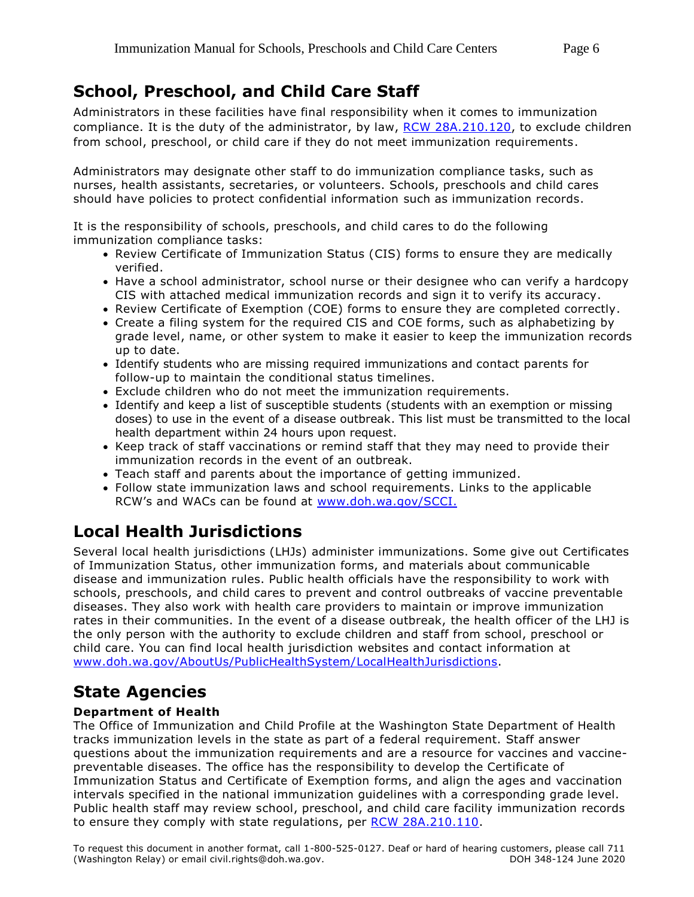## School, Preschool, and Child Care Staff

Administrators in these facilities have final responsibility when it comes to immunization compliance. It is the duty of the administrator, by law, [RCW 28A.210.120](RCW 28A.210.120), to exclude children from school, preschool, or child care if they do not meet immunization requirements.

Administrators may designate other staff to do immunization compliance tasks, such as nurses, health assistants, secretaries, or volunteers. Schools, preschools and child cares should have policies to protect confidential information such as immunization records.

It is the responsibility of schools, preschools, and child cares to do the following immunization compliance tasks:

- Review Certificate of Immunization Status (CIS) forms to ensure they are medically verified.
- Have a school administrator, school nurse or their designee who can verify a hardcopy CIS with attached medical immunization records and sign it to verify its accuracy.
- Review Certificate of Exemption (COE) forms to ensure they are completed correctly.
- Create a filing system for the required CIS and COE forms, such as alphabetizing by grade level, name, or other system to make it easier to keep the immunization records up to date.
- Identify students who are missing required immunizations and contact parents for follow-up to maintain the conditional status timelines.
- Exclude children who do not meet the immunization requirements.
- Identify and keep a list of susceptible students (students with an exemption or missing doses) to use in the event of a disease outbreak. This list must be transmitted to the local health department within 24 hours upon request.
- Keep track of staff vaccinations or remind staff that they may need to provide their immunization records in the event of an outbreak.
- Teach staff and parents about the importance of getting immunized.
- Follow state immunization laws and school requirements. Links to the applicable RCW's and WACs can be found at www.doh.wa.gov/SCCI.

## Local Health Jurisdictions

Several local health jurisdictions (LHJs) administer immunizations. Some give out Certificates of Immunization Status, other immunization forms, and materials about communicable disease and immunization rules. Public health officials have the responsibility to work with schools, preschools, and child cares to prevent and control outbreaks of vaccine preventable diseases. They also work with health care providers to maintain or improve immunization rates in their communities. In the event of a disease outbreak, the health officer of the LHJ is the only person with the authority to exclude children and staff from school, preschool or child care. You can find local health jurisdiction websites and contact information at www.doh.wa.gov/AboutUs/PublicHealthSystem/LocalHealthJurisdictions.

## State Agencies

### Department of Health

The Office of Immunization and Child Profile at the Washington State Department of Health tracks immunization levels in the state as part of a federal requirement. Staff answer questions about the immunization requirements and are a resource for vaccines and vaccine-preventable diseases. The office has the responsibility to develop the Certificate of Immunization Status and Certificate of Exemption forms, and align the ages and vaccination intervals specified in the national immunization guidelines with a corresponding grade level. Public health staff may review school, preschool, and child care facility immunization records to ensure they comply with state regulations, per RCW 28A.210.110.

To request this document in another format, call 1-800-525-0127. Deaf or hard of hearing customers, please call 711 (Washington Relay) or email civil.rights@doh.wa.gov. DOH 348-124 June 2020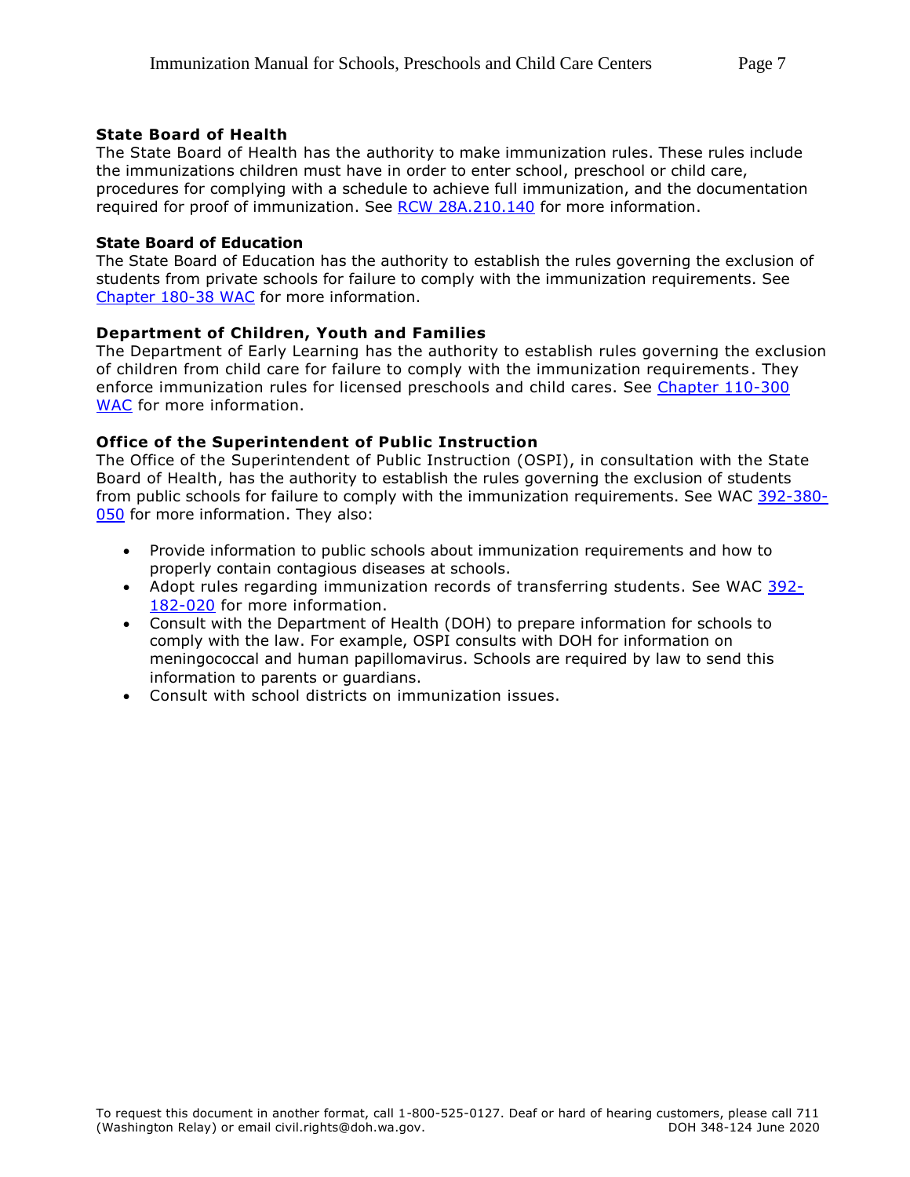**State Board of Health**
The State Board of Health has the authority to make immunization rules. These rules include the immunizations children must have in order to enter school, preschool or child care, procedures for complying with a schedule to achieve full immunization, and the documentation required for proof of immunization. See RCW 28A.210.140 for more information.

**State Board of Education**
The State Board of Education has the authority to establish the rules governing the exclusion of students from private schools for failure to comply with the immunization requirements. See Chapter 180-38 WAC for more information.

**Department of Children, Youth and Families**
The Department of Early Learning has the authority to establish rules governing the exclusion of children from child care for failure to comply with the immunization requirements. They enforce immunization rules for licensed preschools and child cares. See Chapter 110-300 WAC for more information.

**Office of the Superintendent of Public Instruction**
The Office of the Superintendent of Public Instruction (OSPI), in consultation with the State Board of Health, has the authority to establish the rules governing the exclusion of students from public schools for failure to comply with the immunization requirements. See WAC 392-380-050 for more information. They also:

- Provide information to public schools about immunization requirements and how to properly contain contagious diseases at schools.
- Adopt rules regarding immunization records of transferring students. See WAC 392-182-020 for more information.
- Consult with the Department of Health (DOH) to prepare information for schools to comply with the law. For example, OSPI consults with DOH for information on meningococcal and human papillomavirus. Schools are required by law to send this information to parents or guardians.
- Consult with school districts on immunization issues.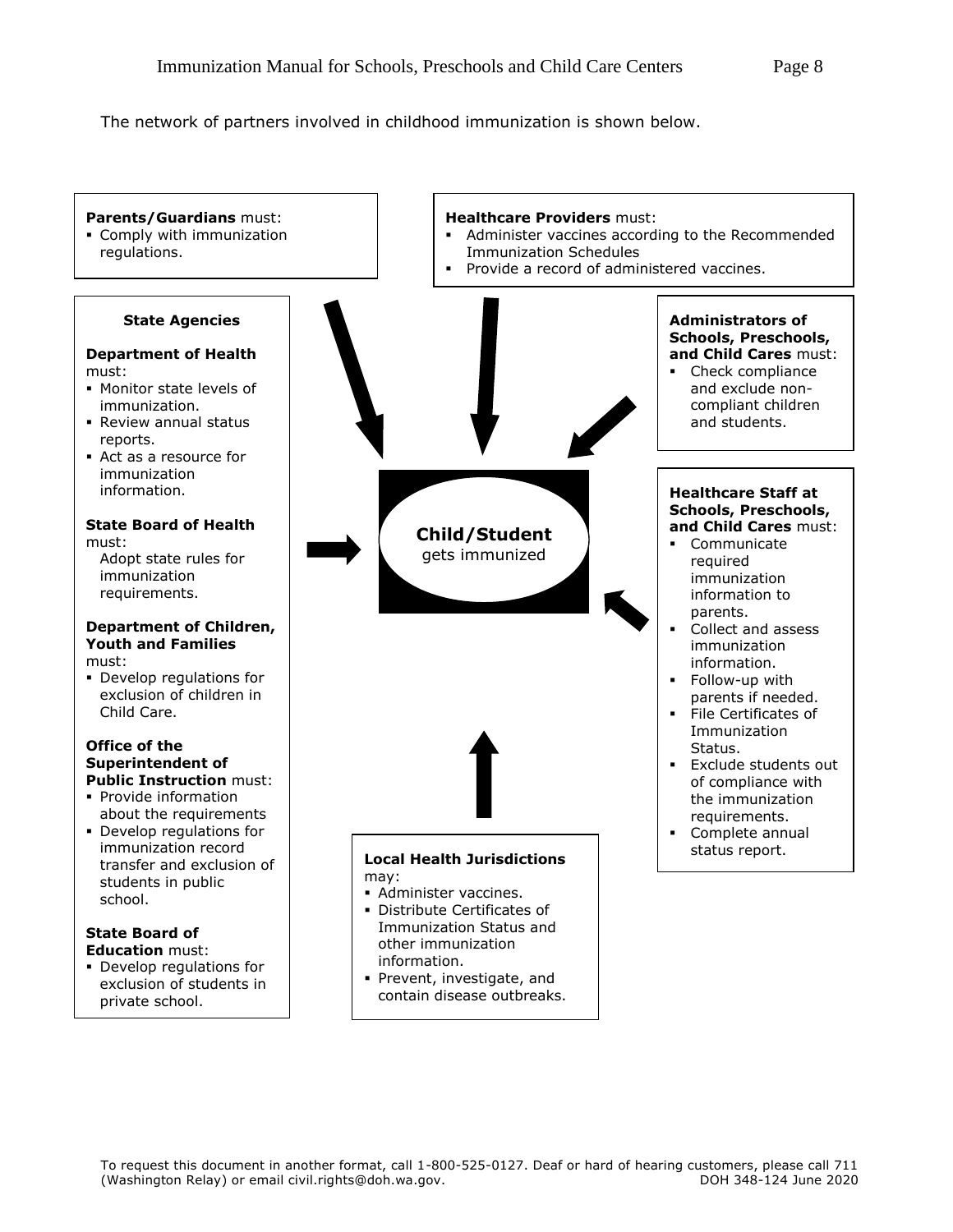The network of partners involved in childhood immunization is shown below.

**Parents/Guardians** must:

- Comply with immunization regulations.

**Healthcare Providers** must:

- Administer vaccines according to the Recommended Immunization Schedules
- Provide a record of administered vaccines.

**State Agencies**

**Department of Health** must:

- Monitor state levels of immunization.
- Review annual status reports.
- Act as a resource for immunization information.

**State Board of Health** must:

Adopt state rules for immunization requirements.

**Department of Children, Youth and Families** must:

- Develop regulations for exclusion of children in Child Care.

**Office of the Superintendent of Public Instruction** must:

- Provide information about the requirements
- Develop regulations for immunization record transfer and exclusion of students in public school.

**State Board of Education** must:

- Develop regulations for exclusion of students in private school.

**Child/Student** gets immunized

**Administrators of Schools, Preschools, and Child Cares** must:

- Check compliance and exclude non-compliant children and students.

**Healthcare Staff at Schools, Preschools, and Child Cares** must:

- Communicate required immunization information to parents.
- Collect and assess immunization information.
- Follow-up with parents if needed.
- File Certificates of Immunization Status.
- Exclude students out of compliance with the immunization requirements.
- Complete annual status report.

**Local Health Jurisdictions** may:

- Administer vaccines.
- Distribute Certificates of Immunization Status and other immunization information.
- Prevent, investigate, and contain disease outbreaks.

To request this document in another format, call 1-800-525-0127. Deaf or hard of hearing customers, please call 711 (Washington Relay) or email civil.rights@doh.wa.gov. DOH 348-124 June 2020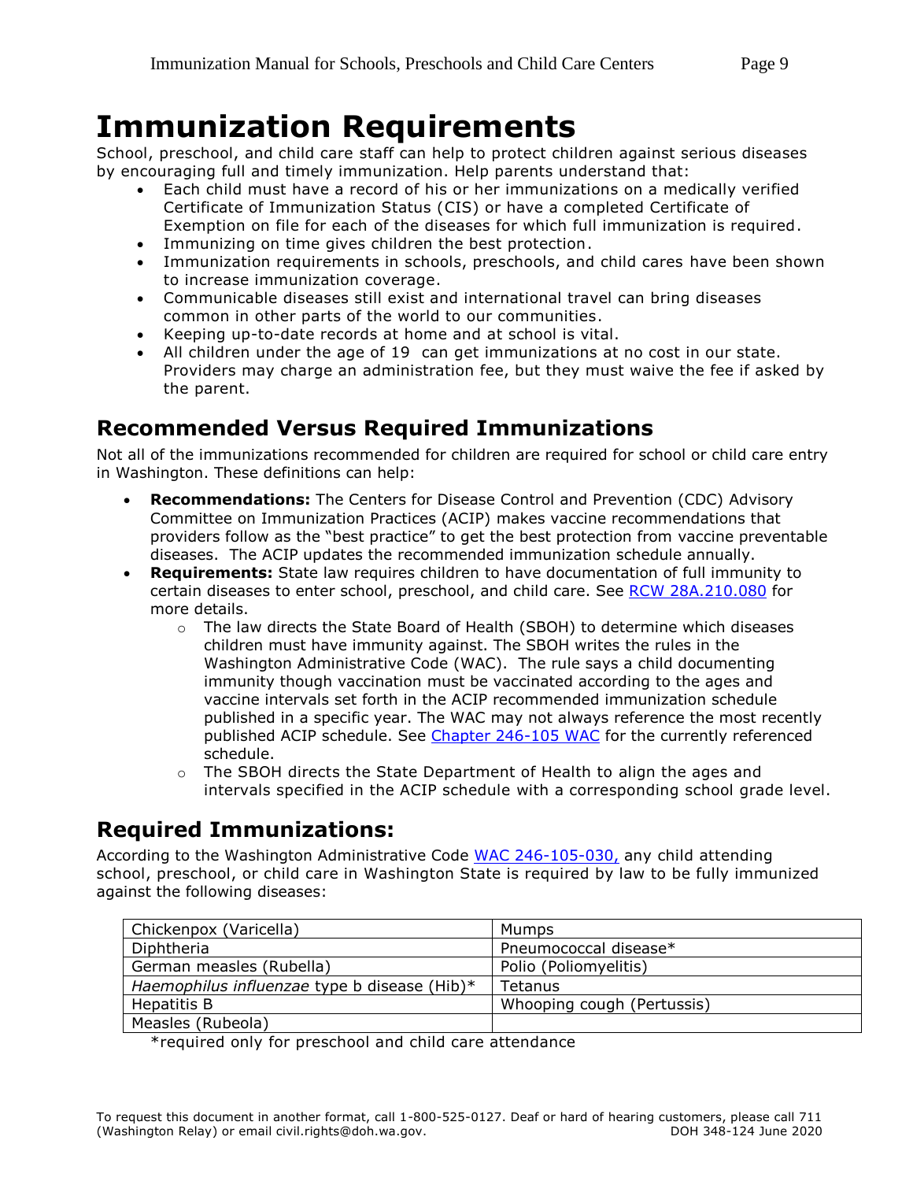# Immunization Requirements

School, preschool, and child care staff can help to protect children against serious diseases by encouraging full and timely immunization. Help parents understand that:

- Each child must have a record of his or her immunizations on a medically verified Certificate of Immunization Status (CIS) or have a completed Certificate of Exemption on file for each of the diseases for which full immunization is required.
- Immunizing on time gives children the best protection.
- Immunization requirements in schools, preschools, and child cares have been shown to increase immunization coverage.
- Communicable diseases still exist and international travel can bring diseases common in other parts of the world to our communities.
- Keeping up-to-date records at home and at school is vital.
- All children under the age of 19 can get immunizations at no cost in our state. Providers may charge an administration fee, but they must waive the fee if asked by the parent.

## Recommended Versus Required Immunizations

Not all of the immunizations recommended for children are required for school or child care entry in Washington. These definitions can help:

- **Recommendations:** The Centers for Disease Control and Prevention (CDC) Advisory Committee on Immunization Practices (ACIP) makes vaccine recommendations that providers follow as the "best practice" to get the best protection from vaccine preventable diseases. The ACIP updates the recommended immunization schedule annually.
- **Requirements:** State law requires children to have documentation of full immunity to certain diseases to enter school, preschool, and child care. See RCW 28A.210.080 for more details.
  - The law directs the State Board of Health (SBOH) to determine which diseases children must have immunity against. The SBOH writes the rules in the Washington Administrative Code (WAC). The rule says a child documenting immunity though vaccination must be vaccinated according to the ages and vaccine intervals set forth in the ACIP recommended immunization schedule published in a specific year. The WAC may not always reference the most recently published ACIP schedule. See Chapter 246-105 WAC for the currently referenced schedule.
  - The SBOH directs the State Department of Health to align the ages and intervals specified in the ACIP schedule with a corresponding school grade level.

## Required Immunizations:

According to the Washington Administrative Code WAC 246-105-030, any child attending school, preschool, or child care in Washington State is required by law to be fully immunized against the following diseases:

| | |
|---|---|
| Chickenpox (Varicella) | Mumps |
| Diphtheria | Pneumococcal disease* |
| German measles (Rubella) | Polio (Poliomyelitis) |
| *Haemophilus influenzae* type b disease (Hib)* | Tetanus |
| Hepatitis B | Whooping cough (Pertussis) |
| Measles (Rubeola) | |

*required only for preschool and child care attendance

To request this document in another format, call 1-800-525-0127. Deaf or hard of hearing customers, please call 711 (Washington Relay) or email civil.rights@doh.wa.gov.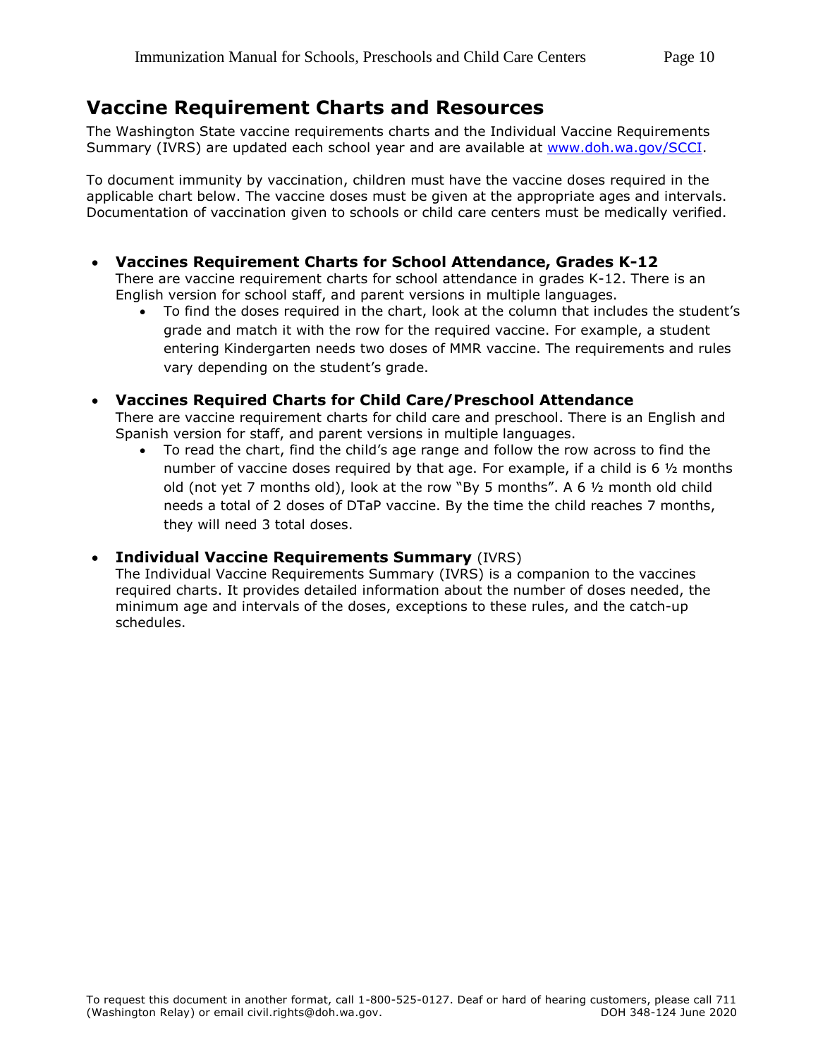## Vaccine Requirement Charts and Resources

The Washington State vaccine requirements charts and the Individual Vaccine Requirements Summary (IVRS) are updated each school year and are available at [www.doh.wa.gov/SCCI](www.doh.wa.gov/SCCI).

To document immunity by vaccination, children must have the vaccine doses required in the applicable chart below. The vaccine doses must be given at the appropriate ages and intervals. Documentation of vaccination given to schools or child care centers must be medically verified.

- **Vaccines Requirement Charts for School Attendance, Grades K-12**
  There are vaccine requirement charts for school attendance in grades K-12. There is an English version for school staff, and parent versions in multiple languages.
  - To find the doses required in the chart, look at the column that includes the student's grade and match it with the row for the required vaccine. For example, a student entering Kindergarten needs two doses of MMR vaccine. The requirements and rules vary depending on the student's grade.

- **Vaccines Required Charts for Child Care/Preschool Attendance**
  There are vaccine requirement charts for child care and preschool. There is an English and Spanish version for staff, and parent versions in multiple languages.
  - To read the chart, find the child's age range and follow the row across to find the number of vaccine doses required by that age. For example, if a child is 6 ½ months old (not yet 7 months old), look at the row "By 5 months". A 6 ½ month old child needs a total of 2 doses of DTaP vaccine. By the time the child reaches 7 months, they will need 3 total doses.

- **Individual Vaccine Requirements Summary** (IVRS)
  The Individual Vaccine Requirements Summary (IVRS) is a companion to the vaccines required charts. It provides detailed information about the number of doses needed, the minimum age and intervals of the doses, exceptions to these rules, and the catch-up schedules.

To request this document in another format, call 1-800-525-0127. Deaf or hard of hearing customers, please call 711 (Washington Relay) or email civil.rights@doh.wa.gov. DOH 348-124 June 2020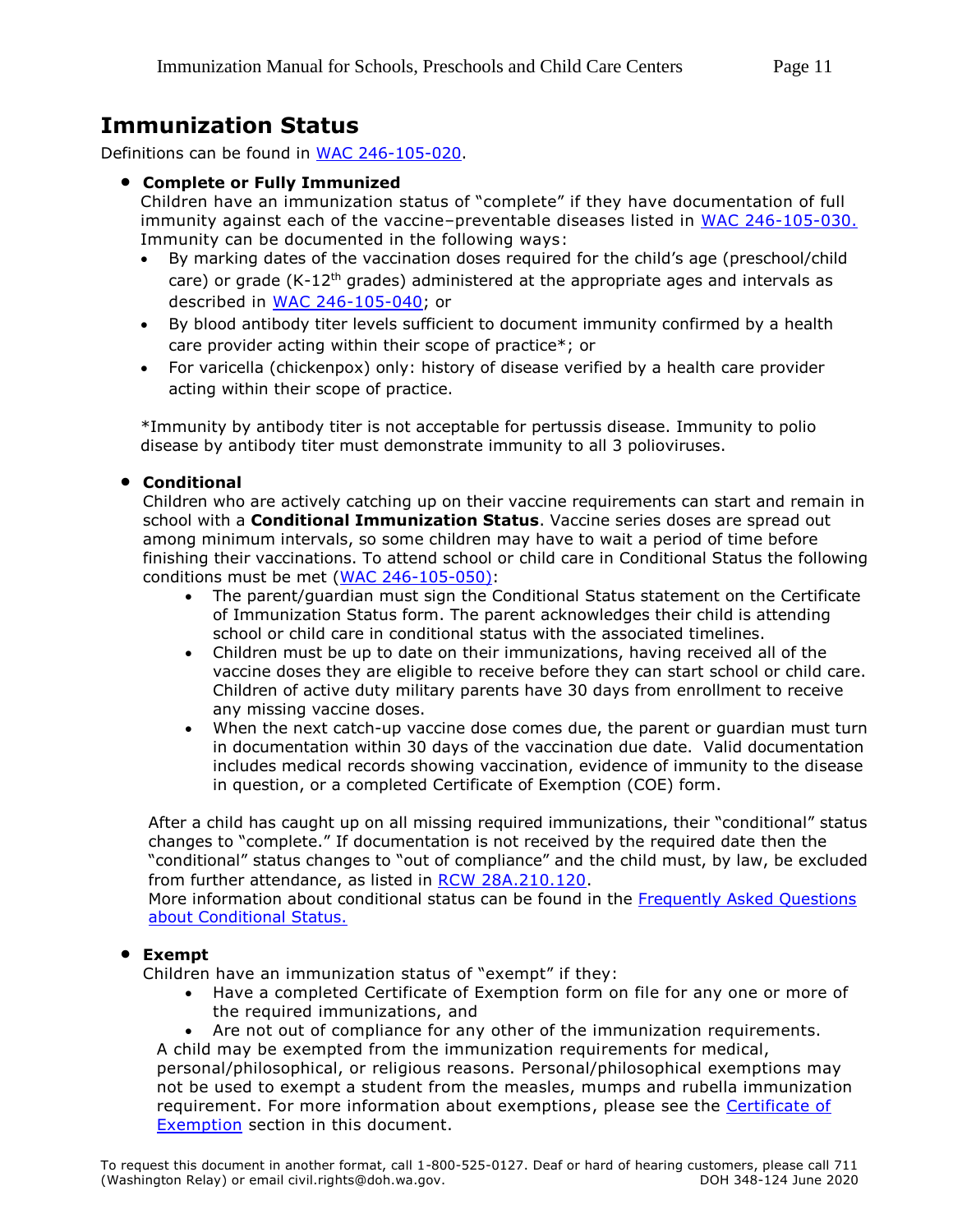# Immunization Status

Definitions can be found in [WAC 246-105-020](WAC 246-105-020).

- **Complete or Fully Immunized**
  Children have an immunization status of "complete" if they have documentation of full immunity against each of the vaccine–preventable diseases listed in WAC 246-105-030. Immunity can be documented in the following ways:
  - By marking dates of the vaccination doses required for the child's age (preschool/child care) or grade (K-12th grades) administered at the appropriate ages and intervals as described in WAC 246-105-040; or
  - By blood antibody titer levels sufficient to document immunity confirmed by a health care provider acting within their scope of practice*; or
  - For varicella (chickenpox) only: history of disease verified by a health care provider acting within their scope of practice.

  *Immunity by antibody titer is not acceptable for pertussis disease. Immunity to polio disease by antibody titer must demonstrate immunity to all 3 polioviruses.

- **Conditional**
  Children who are actively catching up on their vaccine requirements can start and remain in school with a **Conditional Immunization Status**. Vaccine series doses are spread out among minimum intervals, so some children may have to wait a period of time before finishing their vaccinations. To attend school or child care in Conditional Status the following conditions must be met (WAC 246-105-050):
  - The parent/guardian must sign the Conditional Status statement on the Certificate of Immunization Status form. The parent acknowledges their child is attending school or child care in conditional status with the associated timelines.
  - Children must be up to date on their immunizations, having received all of the vaccine doses they are eligible to receive before they can start school or child care. Children of active duty military parents have 30 days from enrollment to receive any missing vaccine doses.
  - When the next catch-up vaccine dose comes due, the parent or guardian must turn in documentation within 30 days of the vaccination due date. Valid documentation includes medical records showing vaccination, evidence of immunity to the disease in question, or a completed Certificate of Exemption (COE) form.

  After a child has caught up on all missing required immunizations, their "conditional" status changes to "complete." If documentation is not received by the required date then the "conditional" status changes to "out of compliance" and the child must, by law, be excluded from further attendance, as listed in RCW 28A.210.120.
  More information about conditional status can be found in the Frequently Asked Questions about Conditional Status.

- **Exempt**
  Children have an immunization status of "exempt" if they:
  - Have a completed Certificate of Exemption form on file for any one or more of the required immunizations, and
  - Are not out of compliance for any other of the immunization requirements.

  A child may be exempted from the immunization requirements for medical, personal/philosophical, or religious reasons. Personal/philosophical exemptions may not be used to exempt a student from the measles, mumps and rubella immunization requirement. For more information about exemptions, please see the Certificate of Exemption section in this document.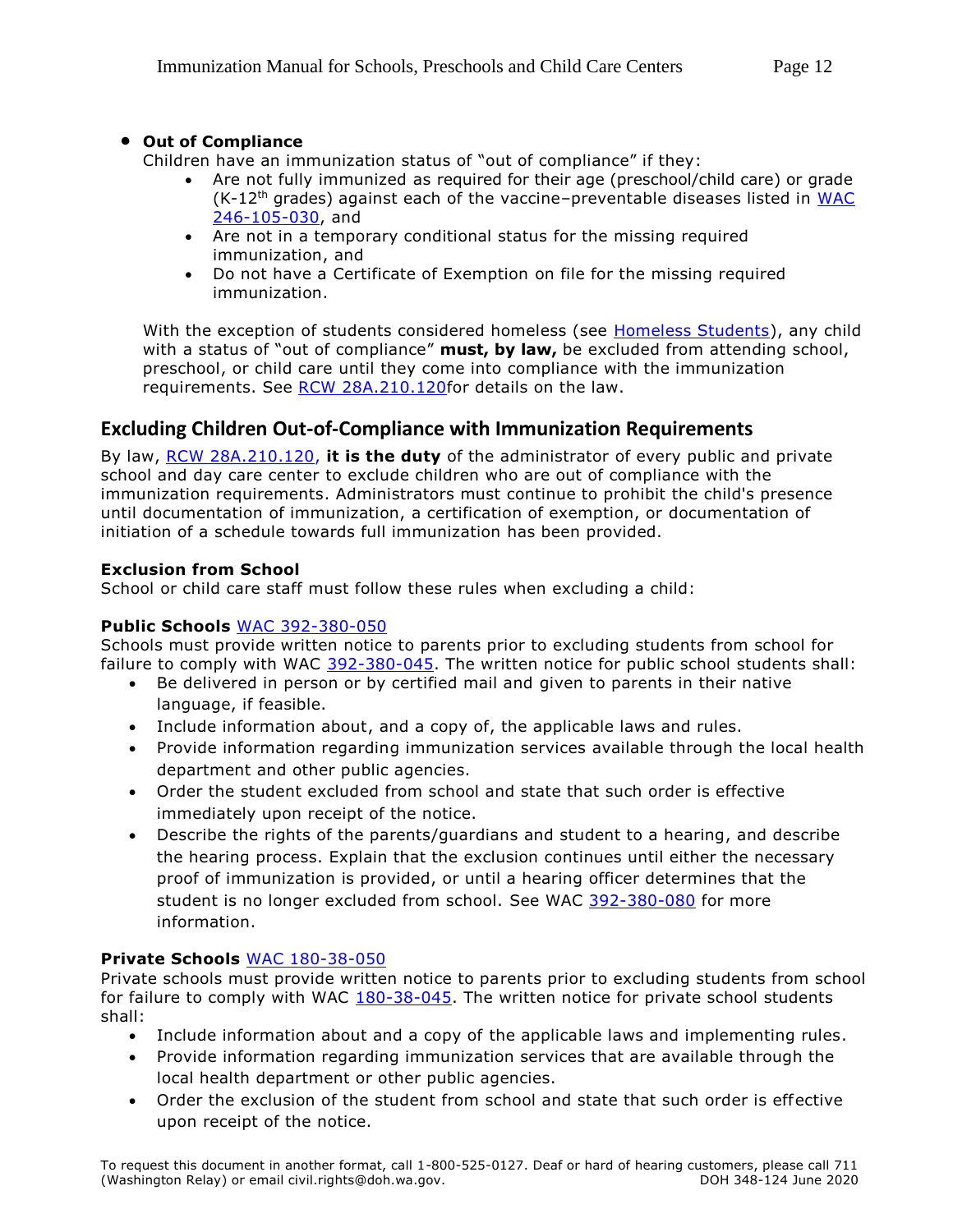- **Out of Compliance**

  Children have an immunization status of "out of compliance" if they:

  - Are not fully immunized as required for their age (preschool/child care) or grade (K-12th grades) against each of the vaccine–preventable diseases listed in WAC 246-105-030, and
  - Are not in a temporary conditional status for the missing required immunization, and
  - Do not have a Certificate of Exemption on file for the missing required immunization.

  With the exception of students considered homeless (see Homeless Students), any child with a status of "out of compliance" **must, by law,** be excluded from attending school, preschool, or child care until they come into compliance with the immunization requirements. See RCW 28A.210.120for details on the law.

## Excluding Children Out-of-Compliance with Immunization Requirements

By law, RCW 28A.210.120, **it is the duty** of the administrator of every public and private school and day care center to exclude children who are out of compliance with the immunization requirements. Administrators must continue to prohibit the child's presence until documentation of immunization, a certification of exemption, or documentation of initiation of a schedule towards full immunization has been provided.

### Exclusion from School

School or child care staff must follow these rules when excluding a child:

**Public Schools** WAC 392-380-050

Schools must provide written notice to parents prior to excluding students from school for failure to comply with WAC 392-380-045. The written notice for public school students shall:

- Be delivered in person or by certified mail and given to parents in their native language, if feasible.
- Include information about, and a copy of, the applicable laws and rules.
- Provide information regarding immunization services available through the local health department and other public agencies.
- Order the student excluded from school and state that such order is effective immediately upon receipt of the notice.
- Describe the rights of the parents/guardians and student to a hearing, and describe the hearing process. Explain that the exclusion continues until either the necessary proof of immunization is provided, or until a hearing officer determines that the student is no longer excluded from school. See WAC 392-380-080 for more information.

**Private Schools** WAC 180-38-050

Private schools must provide written notice to parents prior to excluding students from school for failure to comply with WAC 180-38-045. The written notice for private school students shall:

- Include information about and a copy of the applicable laws and implementing rules.
- Provide information regarding immunization services that are available through the local health department or other public agencies.
- Order the exclusion of the student from school and state that such order is effective upon receipt of the notice.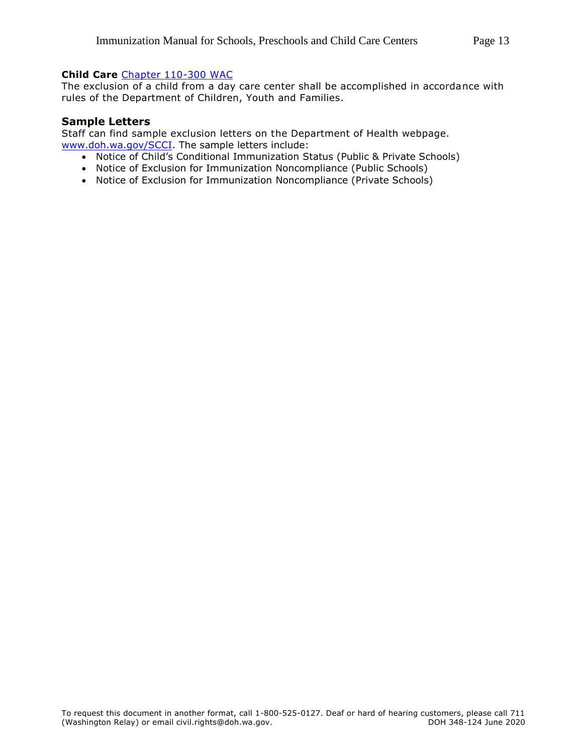**Child Care** [Chapter 110-300 WAC]

The exclusion of a child from a day care center shall be accomplished in accordance with rules of the Department of Children, Youth and Families.

### Sample Letters

Staff can find sample exclusion letters on the Department of Health webpage. www.doh.wa.gov/SCCI. The sample letters include:

- Notice of Child's Conditional Immunization Status (Public & Private Schools)
- Notice of Exclusion for Immunization Noncompliance (Public Schools)
- Notice of Exclusion for Immunization Noncompliance (Private Schools)

To request this document in another format, call 1-800-525-0127. Deaf or hard of hearing customers, please call 711 (Washington Relay) or email civil.rights@doh.wa.gov. DOH 348-124 June 2020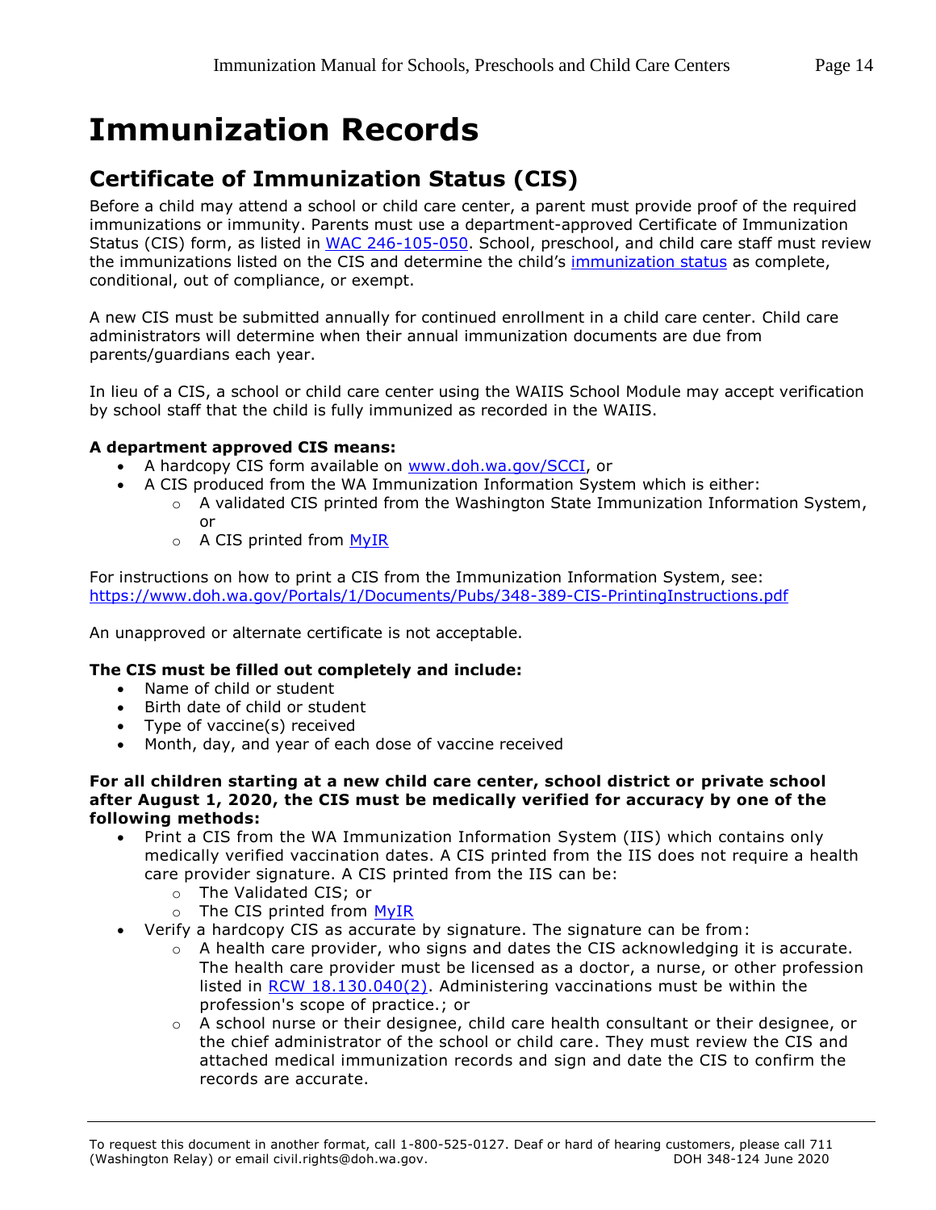# Immunization Records

## Certificate of Immunization Status (CIS)

Before a child may attend a school or child care center, a parent must provide proof of the required immunizations or immunity. Parents must use a department-approved Certificate of Immunization Status (CIS) form, as listed in [WAC 246-105-050](). School, preschool, and child care staff must review the immunizations listed on the CIS and determine the child's [immunization status]() as complete, conditional, out of compliance, or exempt.

A new CIS must be submitted annually for continued enrollment in a child care center. Child care administrators will determine when their annual immunization documents are due from parents/guardians each year.

In lieu of a CIS, a school or child care center using the WAIIS School Module may accept verification by school staff that the child is fully immunized as recorded in the WAIIS.

**A department approved CIS means:**

- A hardcopy CIS form available on [www.doh.wa.gov/SCCI](www.doh.wa.gov/SCCI), or
- A CIS produced from the WA Immunization Information System which is either:
  - A validated CIS printed from the Washington State Immunization Information System, or
  - A CIS printed from [MyIR]()

For instructions on how to print a CIS from the Immunization Information System, see: [https://www.doh.wa.gov/Portals/1/Documents/Pubs/348-389-CIS-PrintingInstructions.pdf](https://www.doh.wa.gov/Portals/1/Documents/Pubs/348-389-CIS-PrintingInstructions.pdf)

An unapproved or alternate certificate is not acceptable.

**The CIS must be filled out completely and include:**

- Name of child or student
- Birth date of child or student
- Type of vaccine(s) received
- Month, day, and year of each dose of vaccine received

**For all children starting at a new child care center, school district or private school after August 1, 2020, the CIS must be medically verified for accuracy by one of the following methods:**

- Print a CIS from the WA Immunization Information System (IIS) which contains only medically verified vaccination dates. A CIS printed from the IIS does not require a health care provider signature. A CIS printed from the IIS can be:
  - The Validated CIS; or
  - The CIS printed from [MyIR]()
- Verify a hardcopy CIS as accurate by signature. The signature can be from:
  - A health care provider, who signs and dates the CIS acknowledging it is accurate. The health care provider must be licensed as a doctor, a nurse, or other profession listed in [RCW 18.130.040(2)](). Administering vaccinations must be within the profession's scope of practice.; or
  - A school nurse or their designee, child care health consultant or their designee, or the chief administrator of the school or child care. They must review the CIS and attached medical immunization records and sign and date the CIS to confirm the records are accurate.

To request this document in another format, call 1-800-525-0127. Deaf or hard of hearing customers, please call 711 (Washington Relay) or email civil.rights@doh.wa.gov.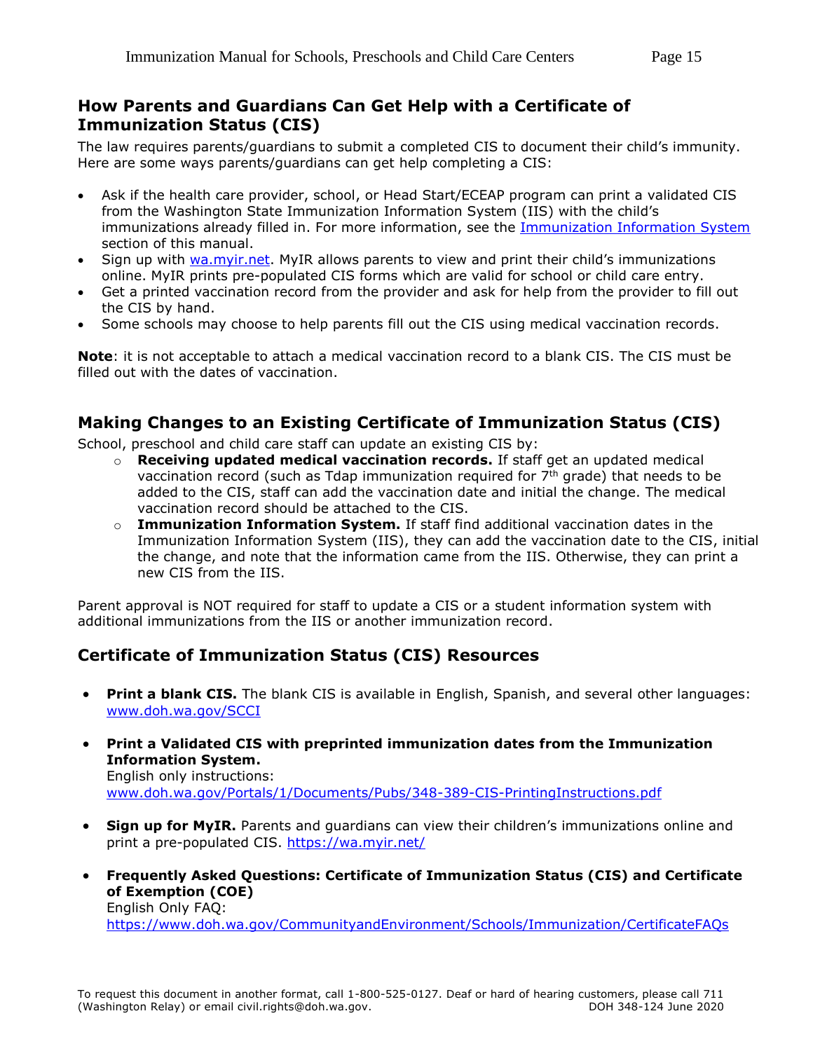## How Parents and Guardians Can Get Help with a Certificate of Immunization Status (CIS)

The law requires parents/guardians to submit a completed CIS to document their child's immunity. Here are some ways parents/guardians can get help completing a CIS:

- Ask if the health care provider, school, or Head Start/ECEAP program can print a validated CIS from the Washington State Immunization Information System (IIS) with the child's immunizations already filled in. For more information, see the Immunization Information System section of this manual.
- Sign up with wa.myir.net. MyIR allows parents to view and print their child's immunizations online. MyIR prints pre-populated CIS forms which are valid for school or child care entry.
- Get a printed vaccination record from the provider and ask for help from the provider to fill out the CIS by hand.
- Some schools may choose to help parents fill out the CIS using medical vaccination records.

**Note**: it is not acceptable to attach a medical vaccination record to a blank CIS. The CIS must be filled out with the dates of vaccination.

## Making Changes to an Existing Certificate of Immunization Status (CIS)

School, preschool and child care staff can update an existing CIS by:

- **Receiving updated medical vaccination records.** If staff get an updated medical vaccination record (such as Tdap immunization required for 7th grade) that needs to be added to the CIS, staff can add the vaccination date and initial the change. The medical vaccination record should be attached to the CIS.
- **Immunization Information System.** If staff find additional vaccination dates in the Immunization Information System (IIS), they can add the vaccination date to the CIS, initial the change, and note that the information came from the IIS. Otherwise, they can print a new CIS from the IIS.

Parent approval is NOT required for staff to update a CIS or a student information system with additional immunizations from the IIS or another immunization record.

## Certificate of Immunization Status (CIS) Resources

- **Print a blank CIS.** The blank CIS is available in English, Spanish, and several other languages: www.doh.wa.gov/SCCI
- **Print a Validated CIS with preprinted immunization dates from the Immunization Information System.**
  English only instructions:
  www.doh.wa.gov/Portals/1/Documents/Pubs/348-389-CIS-PrintingInstructions.pdf
- **Sign up for MyIR.** Parents and guardians can view their children's immunizations online and print a pre-populated CIS. https://wa.myir.net/
- **Frequently Asked Questions: Certificate of Immunization Status (CIS) and Certificate of Exemption (COE)**
  English Only FAQ:
  https://www.doh.wa.gov/CommunityandEnvironment/Schools/Immunization/CertificateFAQs

To request this document in another format, call 1-800-525-0127. Deaf or hard of hearing customers, please call 711 (Washington Relay) or email civil.rights@doh.wa.gov. DOH 348-124 June 2020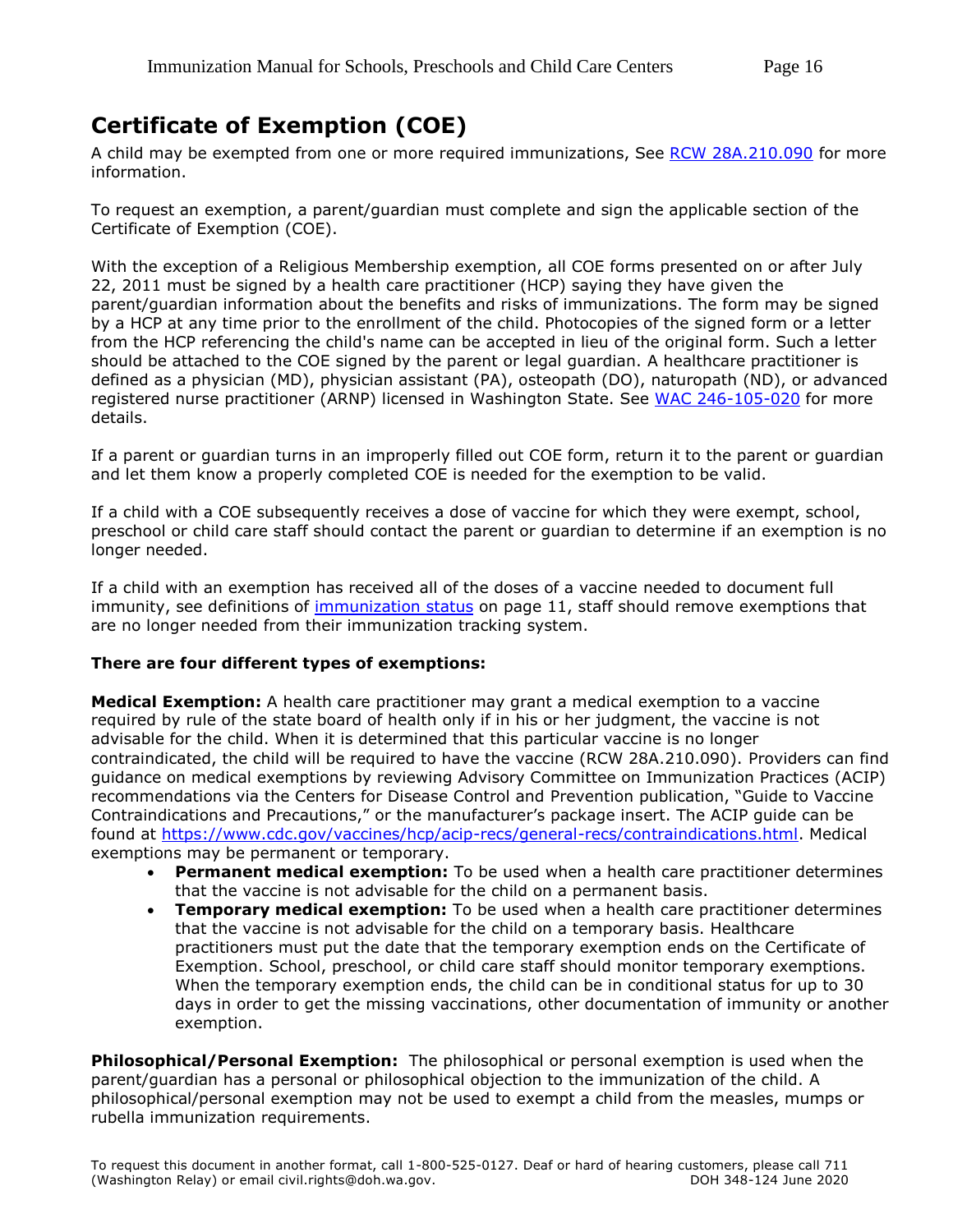## Certificate of Exemption (COE)

A child may be exempted from one or more required immunizations, See [RCW 28A.210.090](RCW 28A.210.090) for more information.

To request an exemption, a parent/guardian must complete and sign the applicable section of the Certificate of Exemption (COE).

With the exception of a Religious Membership exemption, all COE forms presented on or after July 22, 2011 must be signed by a health care practitioner (HCP) saying they have given the parent/guardian information about the benefits and risks of immunizations. The form may be signed by a HCP at any time prior to the enrollment of the child. Photocopies of the signed form or a letter from the HCP referencing the child's name can be accepted in lieu of the original form. Such a letter should be attached to the COE signed by the parent or legal guardian. A healthcare practitioner is defined as a physician (MD), physician assistant (PA), osteopath (DO), naturopath (ND), or advanced registered nurse practitioner (ARNP) licensed in Washington State. See [WAC 246-105-020](WAC 246-105-020) for more details.

If a parent or guardian turns in an improperly filled out COE form, return it to the parent or guardian and let them know a properly completed COE is needed for the exemption to be valid.

If a child with a COE subsequently receives a dose of vaccine for which they were exempt, school, preschool or child care staff should contact the parent or guardian to determine if an exemption is no longer needed.

If a child with an exemption has received all of the doses of a vaccine needed to document full immunity, see definitions of [immunization status](immunization status) on page 11, staff should remove exemptions that are no longer needed from their immunization tracking system.

**There are four different types of exemptions:**

**Medical Exemption:** A health care practitioner may grant a medical exemption to a vaccine required by rule of the state board of health only if in his or her judgment, the vaccine is not advisable for the child. When it is determined that this particular vaccine is no longer contraindicated, the child will be required to have the vaccine (RCW 28A.210.090). Providers can find guidance on medical exemptions by reviewing Advisory Committee on Immunization Practices (ACIP) recommendations via the Centers for Disease Control and Prevention publication, "Guide to Vaccine Contraindications and Precautions," or the manufacturer's package insert. The ACIP guide can be found at https://www.cdc.gov/vaccines/hcp/acip-recs/general-recs/contraindications.html. Medical exemptions may be permanent or temporary.

- **Permanent medical exemption:** To be used when a health care practitioner determines that the vaccine is not advisable for the child on a permanent basis.
- **Temporary medical exemption:** To be used when a health care practitioner determines that the vaccine is not advisable for the child on a temporary basis. Healthcare practitioners must put the date that the temporary exemption ends on the Certificate of Exemption. School, preschool, or child care staff should monitor temporary exemptions. When the temporary exemption ends, the child can be in conditional status for up to 30 days in order to get the missing vaccinations, other documentation of immunity or another exemption.

**Philosophical/Personal Exemption:** The philosophical or personal exemption is used when the parent/guardian has a personal or philosophical objection to the immunization of the child. A philosophical/personal exemption may not be used to exempt a child from the measles, mumps or rubella immunization requirements.

To request this document in another format, call 1-800-525-0127. Deaf or hard of hearing customers, please call 711 (Washington Relay) or email civil.rights@doh.wa.gov. DOH 348-124 June 2020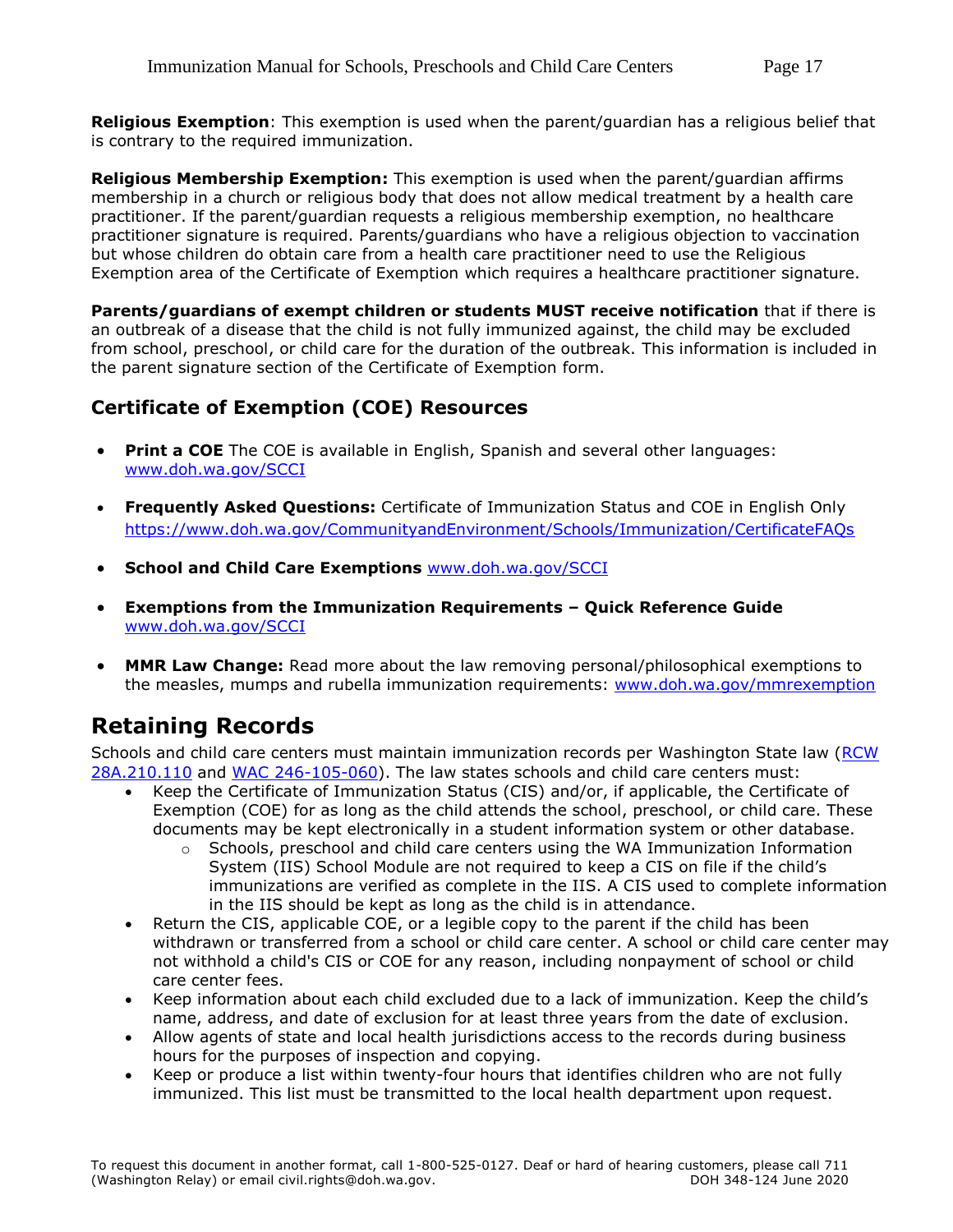**Religious Exemption**: This exemption is used when the parent/guardian has a religious belief that is contrary to the required immunization.

**Religious Membership Exemption:** This exemption is used when the parent/guardian affirms membership in a church or religious body that does not allow medical treatment by a health care practitioner. If the parent/guardian requests a religious membership exemption, no healthcare practitioner signature is required. Parents/guardians who have a religious objection to vaccination but whose children do obtain care from a health care practitioner need to use the Religious Exemption area of the Certificate of Exemption which requires a healthcare practitioner signature.

**Parents/guardians of exempt children or students MUST receive notification** that if there is an outbreak of a disease that the child is not fully immunized against, the child may be excluded from school, preschool, or child care for the duration of the outbreak. This information is included in the parent signature section of the Certificate of Exemption form.

## Certificate of Exemption (COE) Resources

- **Print a COE** The COE is available in English, Spanish and several other languages: [www.doh.wa.gov/SCCI](www.doh.wa.gov/SCCI)
- **Frequently Asked Questions:** Certificate of Immunization Status and COE in English Only [https://www.doh.wa.gov/CommunityandEnvironment/Schools/Immunization/CertificateFAQs](https://www.doh.wa.gov/CommunityandEnvironment/Schools/Immunization/CertificateFAQs)
- **School and Child Care Exemptions** [www.doh.wa.gov/SCCI](www.doh.wa.gov/SCCI)
- **Exemptions from the Immunization Requirements – Quick Reference Guide** [www.doh.wa.gov/SCCI](www.doh.wa.gov/SCCI)
- **MMR Law Change:** Read more about the law removing personal/philosophical exemptions to the measles, mumps and rubella immunization requirements: [www.doh.wa.gov/mmrexemption](www.doh.wa.gov/mmrexemption)

# Retaining Records

Schools and child care centers must maintain immunization records per Washington State law (RCW 28A.210.110 and WAC 246-105-060). The law states schools and child care centers must:

- Keep the Certificate of Immunization Status (CIS) and/or, if applicable, the Certificate of Exemption (COE) for as long as the child attends the school, preschool, or child care. These documents may be kept electronically in a student information system or other database.
  - Schools, preschool and child care centers using the WA Immunization Information System (IIS) School Module are not required to keep a CIS on file if the child's immunizations are verified as complete in the IIS. A CIS used to complete information in the IIS should be kept as long as the child is in attendance.
- Return the CIS, applicable COE, or a legible copy to the parent if the child has been withdrawn or transferred from a school or child care center. A school or child care center may not withhold a child's CIS or COE for any reason, including nonpayment of school or child care center fees.
- Keep information about each child excluded due to a lack of immunization. Keep the child's name, address, and date of exclusion for at least three years from the date of exclusion.
- Allow agents of state and local health jurisdictions access to the records during business hours for the purposes of inspection and copying.
- Keep or produce a list within twenty-four hours that identifies children who are not fully immunized. This list must be transmitted to the local health department upon request.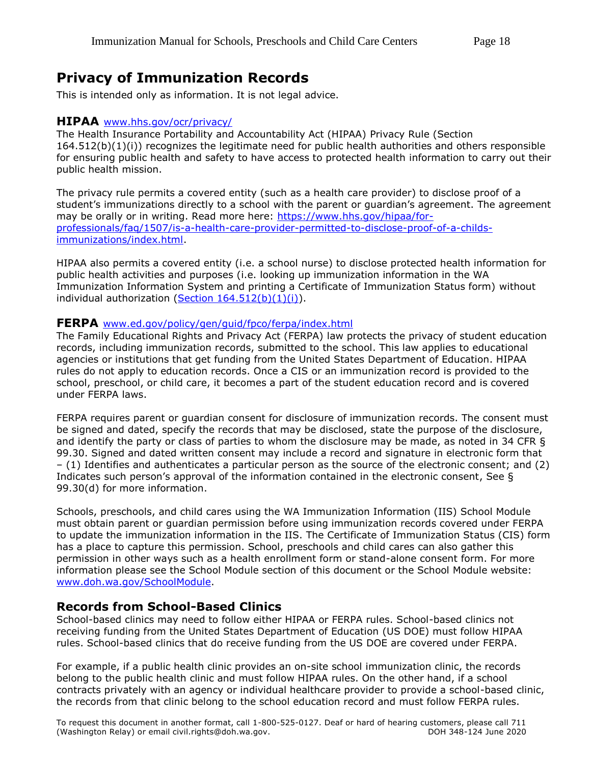# Privacy of Immunization Records

This is intended only as information. It is not legal advice.

### HIPAA [www.hhs.gov/ocr/privacy/](www.hhs.gov/ocr/privacy/)

The Health Insurance Portability and Accountability Act (HIPAA) Privacy Rule (Section 164.512(b)(1)(i)) recognizes the legitimate need for public health authorities and others responsible for ensuring public health and safety to have access to protected health information to carry out their public health mission.

The privacy rule permits a covered entity (such as a health care provider) to disclose proof of a student's immunizations directly to a school with the parent or guardian's agreement. The agreement may be orally or in writing. Read more here: [https://www.hhs.gov/hipaa/for-professionals/faq/1507/is-a-health-care-provider-permitted-to-disclose-proof-of-a-childs-immunizations/index.html](https://www.hhs.gov/hipaa/for-professionals/faq/1507/is-a-health-care-provider-permitted-to-disclose-proof-of-a-childs-immunizations/index.html).

HIPAA also permits a covered entity (i.e. a school nurse) to disclose protected health information for public health activities and purposes (i.e. looking up immunization information in the WA Immunization Information System and printing a Certificate of Immunization Status form) without individual authorization (Section 164.512(b)(1)(i)).

### FERPA [www.ed.gov/policy/gen/guid/fpco/ferpa/index.html](www.ed.gov/policy/gen/guid/fpco/ferpa/index.html)

The Family Educational Rights and Privacy Act (FERPA) law protects the privacy of student education records, including immunization records, submitted to the school. This law applies to educational agencies or institutions that get funding from the United States Department of Education. HIPAA rules do not apply to education records. Once a CIS or an immunization record is provided to the school, preschool, or child care, it becomes a part of the student education record and is covered under FERPA laws.

FERPA requires parent or guardian consent for disclosure of immunization records. The consent must be signed and dated, specify the records that may be disclosed, state the purpose of the disclosure, and identify the party or class of parties to whom the disclosure may be made, as noted in 34 CFR § 99.30. Signed and dated written consent may include a record and signature in electronic form that – (1) Identifies and authenticates a particular person as the source of the electronic consent; and (2) Indicates such person's approval of the information contained in the electronic consent, See § 99.30(d) for more information.

Schools, preschools, and child cares using the WA Immunization Information (IIS) School Module must obtain parent or guardian permission before using immunization records covered under FERPA to update the immunization information in the IIS. The Certificate of Immunization Status (CIS) form has a place to capture this permission. School, preschools and child cares can also gather this permission in other ways such as a health enrollment form or stand-alone consent form. For more information please see the School Module section of this document or the School Module website: [www.doh.wa.gov/SchoolModule](www.doh.wa.gov/SchoolModule).

## Records from School-Based Clinics

School-based clinics may need to follow either HIPAA or FERPA rules. School-based clinics not receiving funding from the United States Department of Education (US DOE) must follow HIPAA rules. School-based clinics that do receive funding from the US DOE are covered under FERPA.

For example, if a public health clinic provides an on-site school immunization clinic, the records belong to the public health clinic and must follow HIPAA rules. On the other hand, if a school contracts privately with an agency or individual healthcare provider to provide a school-based clinic, the records from that clinic belong to the school education record and must follow FERPA rules.

To request this document in another format, call 1-800-525-0127. Deaf or hard of hearing customers, please call 711 (Washington Relay) or email civil.rights@doh.wa.gov. DOH 348-124 June 2020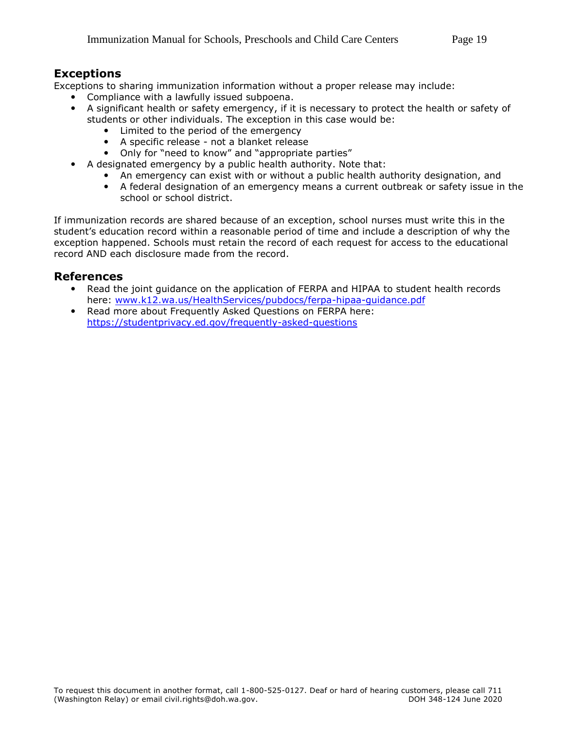## Exceptions

Exceptions to sharing immunization information without a proper release may include:

- Compliance with a lawfully issued subpoena.
- A significant health or safety emergency, if it is necessary to protect the health or safety of students or other individuals. The exception in this case would be:
  - Limited to the period of the emergency
  - A specific release - not a blanket release
  - Only for "need to know" and "appropriate parties"
- A designated emergency by a public health authority. Note that:
  - An emergency can exist with or without a public health authority designation, and
  - A federal designation of an emergency means a current outbreak or safety issue in the school or school district.

If immunization records are shared because of an exception, school nurses must write this in the student's education record within a reasonable period of time and include a description of why the exception happened. Schools must retain the record of each request for access to the educational record AND each disclosure made from the record.

## References

- Read the joint guidance on the application of FERPA and HIPAA to student health records here: [www.k12.wa.us/HealthServices/pubdocs/ferpa-hipaa-guidance.pdf](http://www.k12.wa.us/HealthServices/pubdocs/ferpa-hipaa-guidance.pdf)
- Read more about Frequently Asked Questions on FERPA here: [https://studentprivacy.ed.gov/frequently-asked-questions](https://studentprivacy.ed.gov/frequently-asked-questions)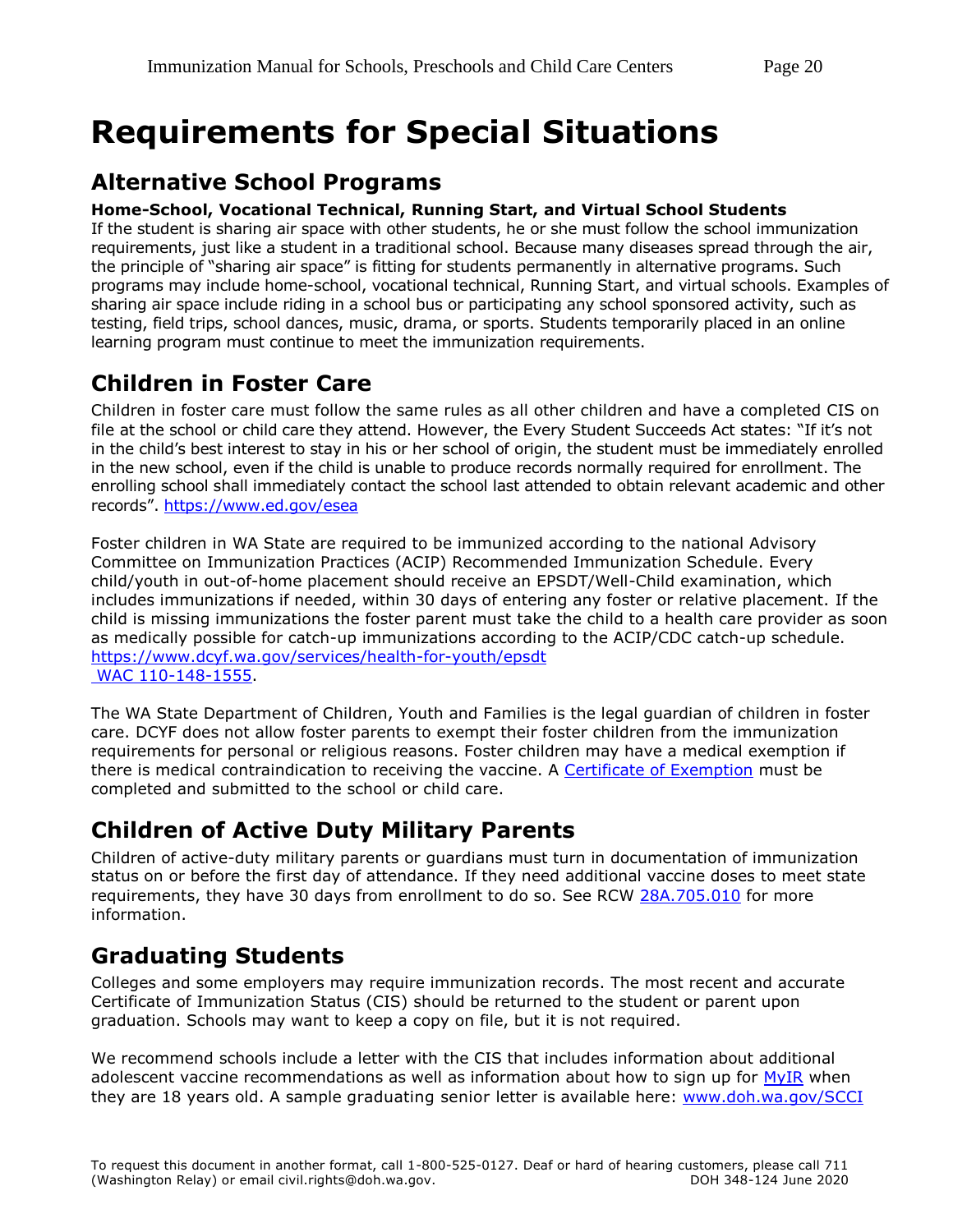# Requirements for Special Situations

## Alternative School Programs

**Home-School, Vocational Technical, Running Start, and Virtual School Students**

If the student is sharing air space with other students, he or she must follow the school immunization requirements, just like a student in a traditional school. Because many diseases spread through the air, the principle of "sharing air space" is fitting for students permanently in alternative programs. Such programs may include home-school, vocational technical, Running Start, and virtual schools. Examples of sharing air space include riding in a school bus or participating any school sponsored activity, such as testing, field trips, school dances, music, drama, or sports. Students temporarily placed in an online learning program must continue to meet the immunization requirements.

## Children in Foster Care

Children in foster care must follow the same rules as all other children and have a completed CIS on file at the school or child care they attend. However, the Every Student Succeeds Act states: "If it's not in the child's best interest to stay in his or her school of origin, the student must be immediately enrolled in the new school, even if the child is unable to produce records normally required for enrollment. The enrolling school shall immediately contact the school last attended to obtain relevant academic and other records". https://www.ed.gov/esea

Foster children in WA State are required to be immunized according to the national Advisory Committee on Immunization Practices (ACIP) Recommended Immunization Schedule. Every child/youth in out-of-home placement should receive an EPSDT/Well-Child examination, which includes immunizations if needed, within 30 days of entering any foster or relative placement. If the child is missing immunizations the foster parent must take the child to a health care provider as soon as medically possible for catch-up immunizations according to the ACIP/CDC catch-up schedule.
https://www.dcyf.wa.gov/services/health-for-youth/epsdt
WAC 110-148-1555.

The WA State Department of Children, Youth and Families is the legal guardian of children in foster care. DCYF does not allow foster parents to exempt their foster children from the immunization requirements for personal or religious reasons. Foster children may have a medical exemption if there is medical contraindication to receiving the vaccine. A Certificate of Exemption must be completed and submitted to the school or child care.

## Children of Active Duty Military Parents

Children of active-duty military parents or guardians must turn in documentation of immunization status on or before the first day of attendance. If they need additional vaccine doses to meet state requirements, they have 30 days from enrollment to do so. See RCW 28A.705.010 for more information.

## Graduating Students

Colleges and some employers may require immunization records. The most recent and accurate Certificate of Immunization Status (CIS) should be returned to the student or parent upon graduation. Schools may want to keep a copy on file, but it is not required.

We recommend schools include a letter with the CIS that includes information about additional adolescent vaccine recommendations as well as information about how to sign up for MyIR when they are 18 years old. A sample graduating senior letter is available here: www.doh.wa.gov/SCCI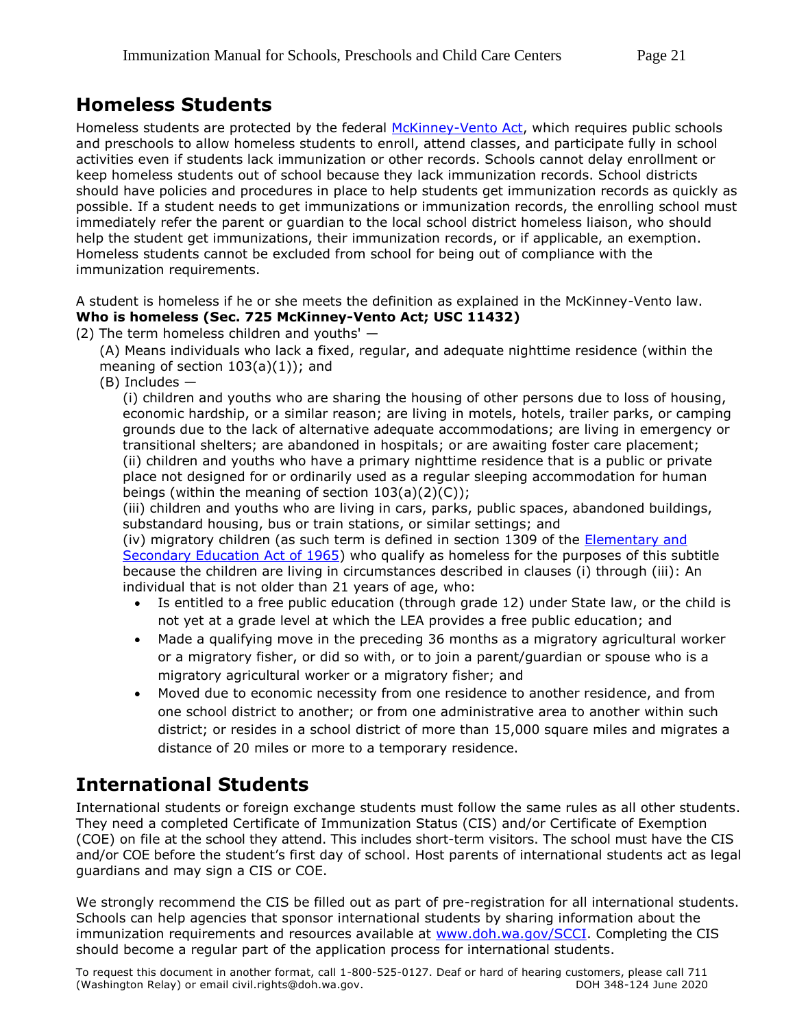## Homeless Students

Homeless students are protected by the federal McKinney-Vento Act, which requires public schools and preschools to allow homeless students to enroll, attend classes, and participate fully in school activities even if students lack immunization or other records. Schools cannot delay enrollment or keep homeless students out of school because they lack immunization records. School districts should have policies and procedures in place to help students get immunization records as quickly as possible. If a student needs to get immunizations or immunization records, the enrolling school must immediately refer the parent or guardian to the local school district homeless liaison, who should help the student get immunizations, their immunization records, or if applicable, an exemption. Homeless students cannot be excluded from school for being out of compliance with the immunization requirements.

A student is homeless if he or she meets the definition as explained in the McKinney-Vento law.
**Who is homeless (Sec. 725 McKinney-Vento Act; USC 11432)**

(2) The term homeless children and youths' —

(A) Means individuals who lack a fixed, regular, and adequate nighttime residence (within the meaning of section 103(a)(1)); and

(B) Includes —

(i) children and youths who are sharing the housing of other persons due to loss of housing, economic hardship, or a similar reason; are living in motels, hotels, trailer parks, or camping grounds due to the lack of alternative adequate accommodations; are living in emergency or transitional shelters; are abandoned in hospitals; or are awaiting foster care placement;
(ii) children and youths who have a primary nighttime residence that is a public or private place not designed for or ordinarily used as a regular sleeping accommodation for human beings (within the meaning of section 103(a)(2)(C));
(iii) children and youths who are living in cars, parks, public spaces, abandoned buildings, substandard housing, bus or train stations, or similar settings; and
(iv) migratory children (as such term is defined in section 1309 of the Elementary and Secondary Education Act of 1965) who qualify as homeless for the purposes of this subtitle because the children are living in circumstances described in clauses (i) through (iii): An individual that is not older than 21 years of age, who:

- Is entitled to a free public education (through grade 12) under State law, or the child is not yet at a grade level at which the LEA provides a free public education; and
- Made a qualifying move in the preceding 36 months as a migratory agricultural worker or a migratory fisher, or did so with, or to join a parent/guardian or spouse who is a migratory agricultural worker or a migratory fisher; and
- Moved due to economic necessity from one residence to another residence, and from one school district to another; or from one administrative area to another within such district; or resides in a school district of more than 15,000 square miles and migrates a distance of 20 miles or more to a temporary residence.

## International Students

International students or foreign exchange students must follow the same rules as all other students. They need a completed Certificate of Immunization Status (CIS) and/or Certificate of Exemption (COE) on file at the school they attend. This includes short-term visitors. The school must have the CIS and/or COE before the student's first day of school. Host parents of international students act as legal guardians and may sign a CIS or COE.

We strongly recommend the CIS be filled out as part of pre-registration for all international students. Schools can help agencies that sponsor international students by sharing information about the immunization requirements and resources available at www.doh.wa.gov/SCCI. Completing the CIS should become a regular part of the application process for international students.

To request this document in another format, call 1-800-525-0127. Deaf or hard of hearing customers, please call 711 (Washington Relay) or email civil.rights@doh.wa.gov. DOH 348-124 June 2020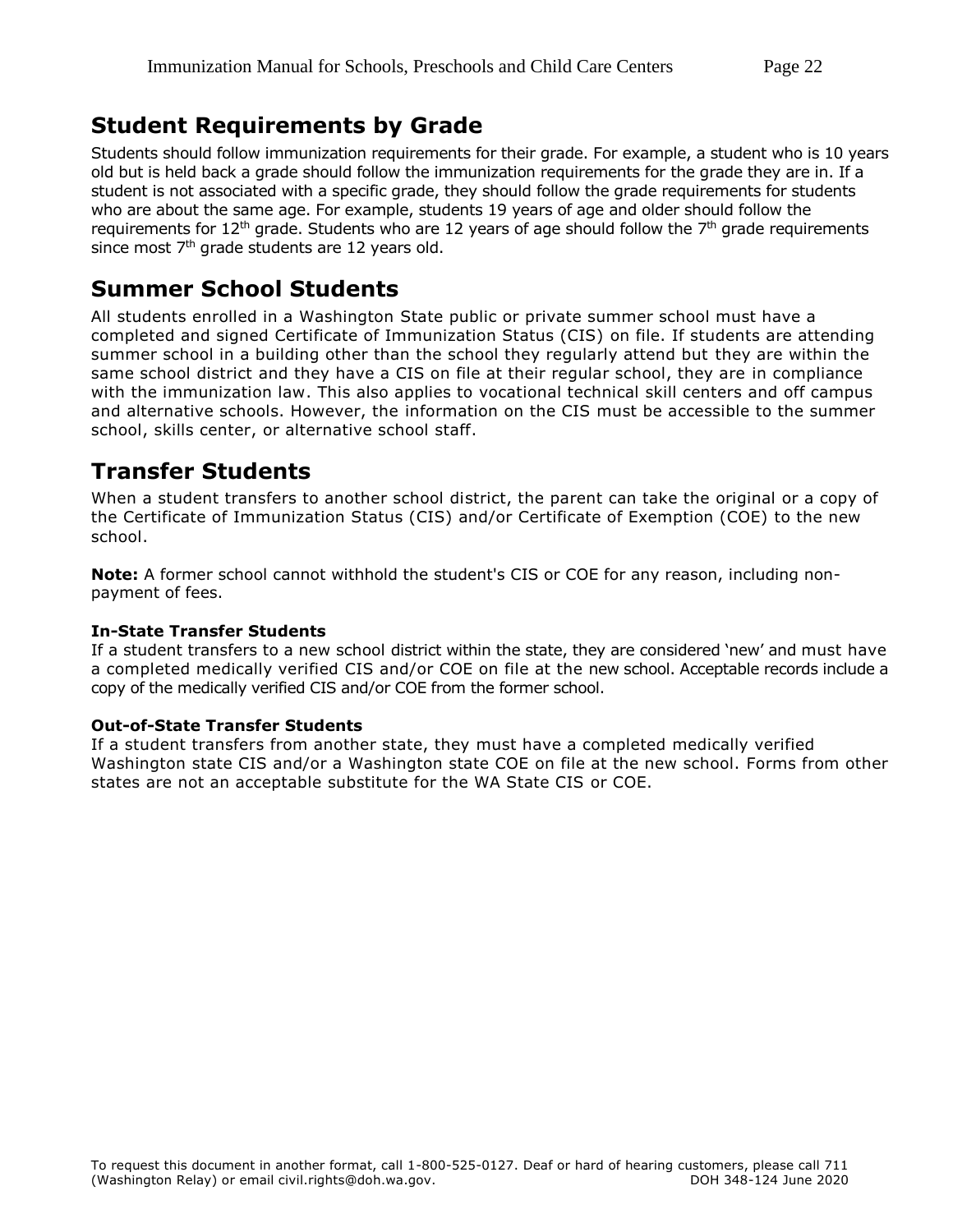## Student Requirements by Grade

Students should follow immunization requirements for their grade. For example, a student who is 10 years old but is held back a grade should follow the immunization requirements for the grade they are in. If a student is not associated with a specific grade, they should follow the grade requirements for students who are about the same age. For example, students 19 years of age and older should follow the requirements for 12th grade. Students who are 12 years of age should follow the 7th grade requirements since most 7th grade students are 12 years old.

## Summer School Students

All students enrolled in a Washington State public or private summer school must have a completed and signed Certificate of Immunization Status (CIS) on file. If students are attending summer school in a building other than the school they regularly attend but they are within the same school district and they have a CIS on file at their regular school, they are in compliance with the immunization law. This also applies to vocational technical skill centers and off campus and alternative schools. However, the information on the CIS must be accessible to the summer school, skills center, or alternative school staff.

## Transfer Students

When a student transfers to another school district, the parent can take the original or a copy of the Certificate of Immunization Status (CIS) and/or Certificate of Exemption (COE) to the new school.

**Note:** A former school cannot withhold the student's CIS or COE for any reason, including non-payment of fees.

### In-State Transfer Students

If a student transfers to a new school district within the state, they are considered 'new' and must have a completed medically verified CIS and/or COE on file at the new school. Acceptable records include a copy of the medically verified CIS and/or COE from the former school.

### Out-of-State Transfer Students

If a student transfers from another state, they must have a completed medically verified Washington state CIS and/or a Washington state COE on file at the new school. Forms from other states are not an acceptable substitute for the WA State CIS or COE.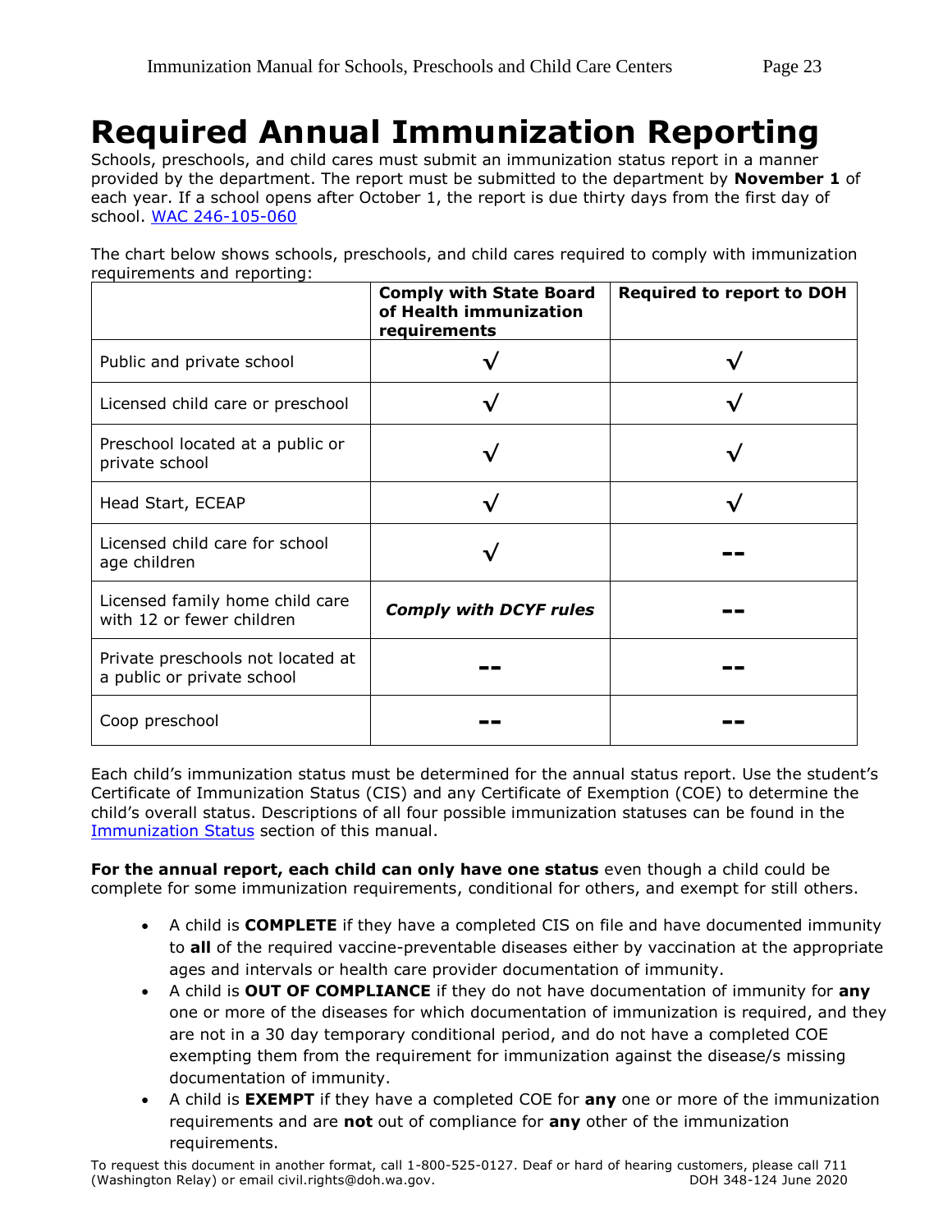# Required Annual Immunization Reporting

Schools, preschools, and child cares must submit an immunization status report in a manner provided by the department. The report must be submitted to the department by **November 1** of each year. If a school opens after October 1, the report is due thirty days from the first day of school. [WAC 246-105-060](WAC 246-105-060)

The chart below shows schools, preschools, and child cares required to comply with immunization requirements and reporting:

| | **Comply with State Board of Health immunization requirements** | **Required to report to DOH** |
|---|---|---|
| Public and private school | √ | √ |
| Licensed child care or preschool | √ | √ |
| Preschool located at a public or private school | √ | √ |
| Head Start, ECEAP | √ | √ |
| Licensed child care for school age children | √ | -- |
| Licensed family home child care with 12 or fewer children | ***Comply with DCYF rules*** | -- |
| Private preschools not located at a public or private school | -- | -- |
| Coop preschool | -- | -- |

Each child's immunization status must be determined for the annual status report. Use the student's Certificate of Immunization Status (CIS) and any Certificate of Exemption (COE) to determine the child's overall status. Descriptions of all four possible immunization statuses can be found in the Immunization Status section of this manual.

**For the annual report, each child can only have one status** even though a child could be complete for some immunization requirements, conditional for others, and exempt for still others.

- A child is **COMPLETE** if they have a completed CIS on file and have documented immunity to **all** of the required vaccine-preventable diseases either by vaccination at the appropriate ages and intervals or health care provider documentation of immunity.
- A child is **OUT OF COMPLIANCE** if they do not have documentation of immunity for **any** one or more of the diseases for which documentation of immunization is required, and they are not in a 30 day temporary conditional period, and do not have a completed COE exempting them from the requirement for immunization against the disease/s missing documentation of immunity.
- A child is **EXEMPT** if they have a completed COE for **any** one or more of the immunization requirements and are **not** out of compliance for **any** other of the immunization requirements.

To request this document in another format, call 1-800-525-0127. Deaf or hard of hearing customers, please call 711 (Washington Relay) or email civil.rights@doh.wa.gov. DOH 348-124 June 2020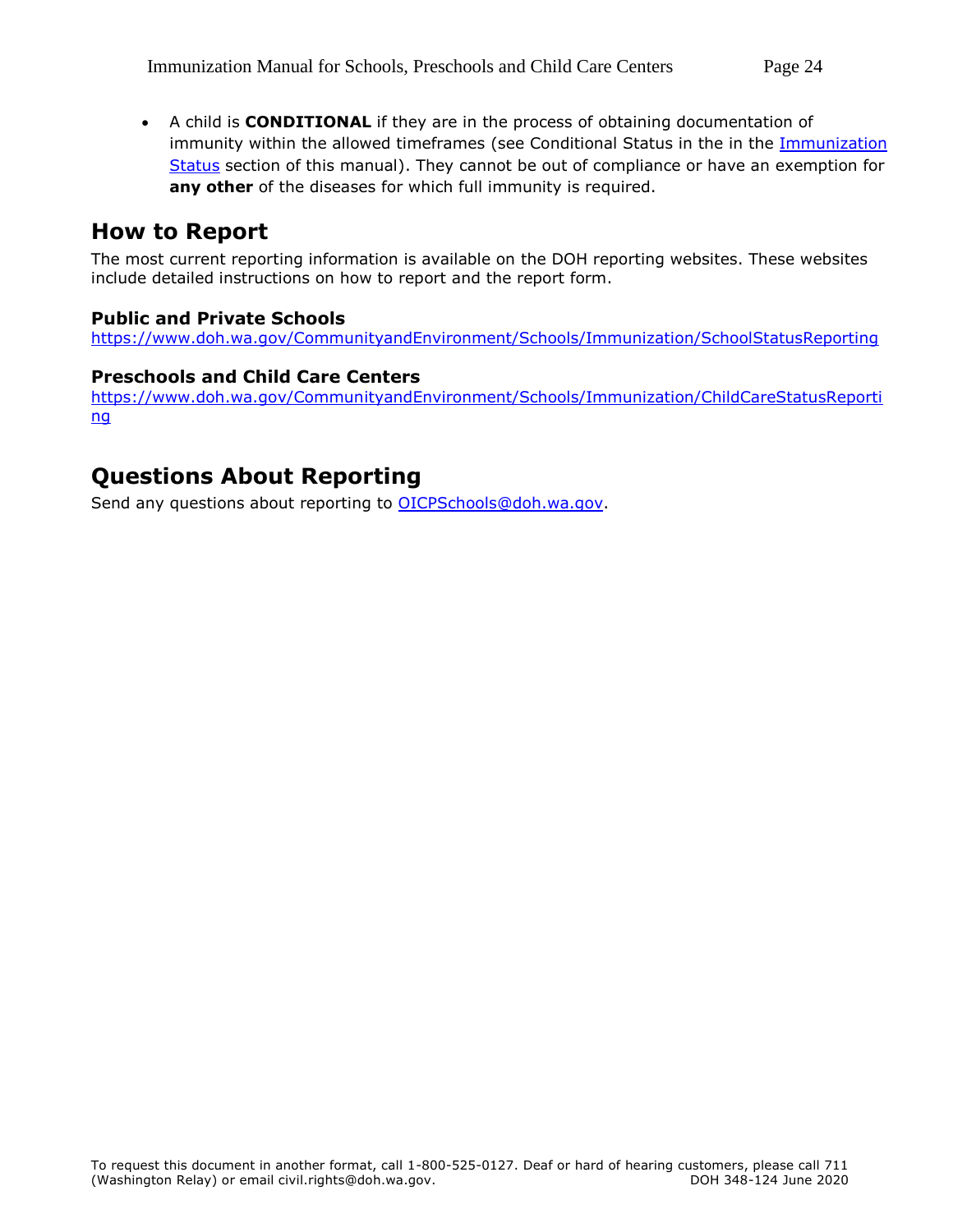- A child is **CONDITIONAL** if they are in the process of obtaining documentation of immunity within the allowed timeframes (see Conditional Status in the in the [Immunization Status](#) section of this manual). They cannot be out of compliance or have an exemption for **any other** of the diseases for which full immunity is required.

## How to Report

The most current reporting information is available on the DOH reporting websites. These websites include detailed instructions on how to report and the report form.

### Public and Private Schools

https://www.doh.wa.gov/CommunityandEnvironment/Schools/Immunization/SchoolStatusReporting

### Preschools and Child Care Centers

https://www.doh.wa.gov/CommunityandEnvironment/Schools/Immunization/ChildCareStatusReporting

## Questions About Reporting

Send any questions about reporting to OICPSchools@doh.wa.gov.

To request this document in another format, call 1-800-525-0127. Deaf or hard of hearing customers, please call 711 (Washington Relay) or email civil.rights@doh.wa.gov. DOH 348-124 June 2020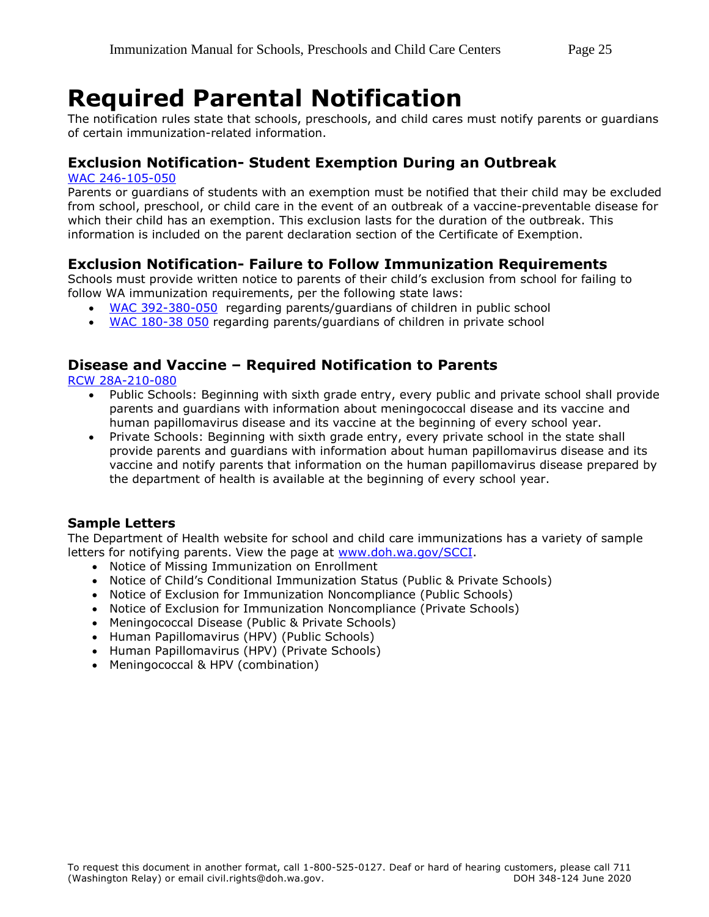# Required Parental Notification

The notification rules state that schools, preschools, and child cares must notify parents or guardians of certain immunization-related information.

## Exclusion Notification- Student Exemption During an Outbreak

[WAC 246-105-050](WAC 246-105-050)

Parents or guardians of students with an exemption must be notified that their child may be excluded from school, preschool, or child care in the event of an outbreak of a vaccine-preventable disease for which their child has an exemption. This exclusion lasts for the duration of the outbreak. This information is included on the parent declaration section of the Certificate of Exemption.

## Exclusion Notification- Failure to Follow Immunization Requirements

Schools must provide written notice to parents of their child's exclusion from school for failing to follow WA immunization requirements, per the following state laws:

- WAC 392-380-050 regarding parents/guardians of children in public school
- WAC 180-38 050 regarding parents/guardians of children in private school

## Disease and Vaccine – Required Notification to Parents

RCW 28A-210-080

- Public Schools: Beginning with sixth grade entry, every public and private school shall provide parents and guardians with information about meningococcal disease and its vaccine and human papillomavirus disease and its vaccine at the beginning of every school year.
- Private Schools: Beginning with sixth grade entry, every private school in the state shall provide parents and guardians with information about human papillomavirus disease and its vaccine and notify parents that information on the human papillomavirus disease prepared by the department of health is available at the beginning of every school year.

### Sample Letters

The Department of Health website for school and child care immunizations has a variety of sample letters for notifying parents. View the page at www.doh.wa.gov/SCCI.

- Notice of Missing Immunization on Enrollment
- Notice of Child's Conditional Immunization Status (Public & Private Schools)
- Notice of Exclusion for Immunization Noncompliance (Public Schools)
- Notice of Exclusion for Immunization Noncompliance (Private Schools)
- Meningococcal Disease (Public & Private Schools)
- Human Papillomavirus (HPV) (Public Schools)
- Human Papillomavirus (HPV) (Private Schools)
- Meningococcal & HPV (combination)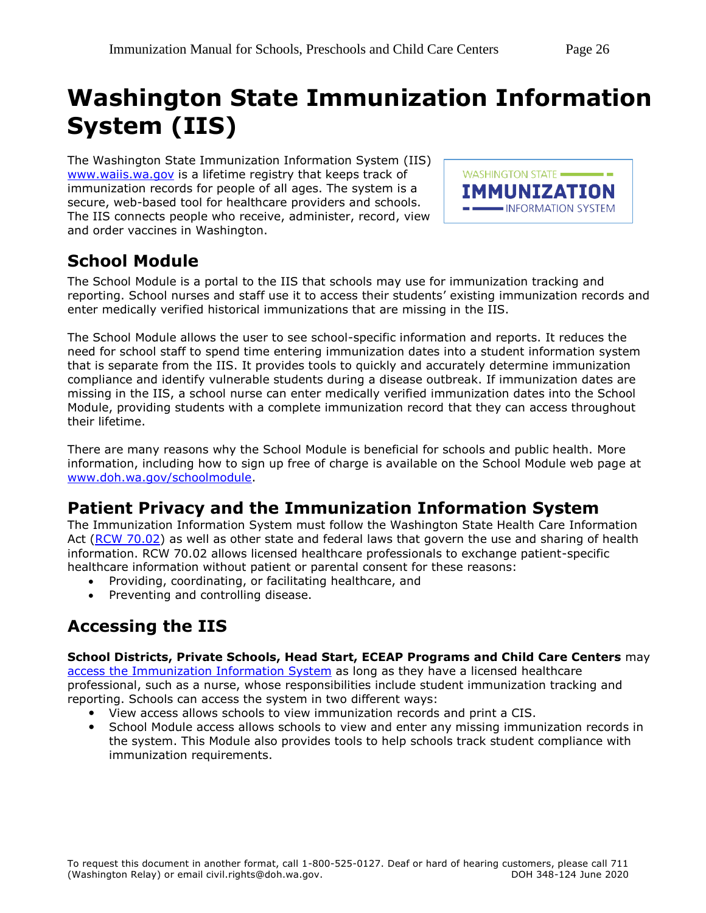# Washington State Immunization Information System (IIS)

The Washington State Immunization Information System (IIS) www.waiis.wa.gov is a lifetime registry that keeps track of immunization records for people of all ages. The system is a secure, web-based tool for healthcare providers and schools. The IIS connects people who receive, administer, record, view and order vaccines in Washington.

## School Module

The School Module is a portal to the IIS that schools may use for immunization tracking and reporting. School nurses and staff use it to access their students' existing immunization records and enter medically verified historical immunizations that are missing in the IIS.

The School Module allows the user to see school-specific information and reports. It reduces the need for school staff to spend time entering immunization dates into a student information system that is separate from the IIS. It provides tools to quickly and accurately determine immunization compliance and identify vulnerable students during a disease outbreak. If immunization dates are missing in the IIS, a school nurse can enter medically verified immunization dates into the School Module, providing students with a complete immunization record that they can access throughout their lifetime.

There are many reasons why the School Module is beneficial for schools and public health. More information, including how to sign up free of charge is available on the School Module web page at www.doh.wa.gov/schoolmodule.

## Patient Privacy and the Immunization Information System

The Immunization Information System must follow the Washington State Health Care Information Act (RCW 70.02) as well as other state and federal laws that govern the use and sharing of health information. RCW 70.02 allows licensed healthcare professionals to exchange patient-specific healthcare information without patient or parental consent for these reasons:

- Providing, coordinating, or facilitating healthcare, and
- Preventing and controlling disease.

## Accessing the IIS

**School Districts, Private Schools, Head Start, ECEAP Programs and Child Care Centers** may access the Immunization Information System as long as they have a licensed healthcare professional, such as a nurse, whose responsibilities include student immunization tracking and reporting. Schools can access the system in two different ways:

- View access allows schools to view immunization records and print a CIS.
- School Module access allows schools to view and enter any missing immunization records in the system. This Module also provides tools to help schools track student compliance with immunization requirements.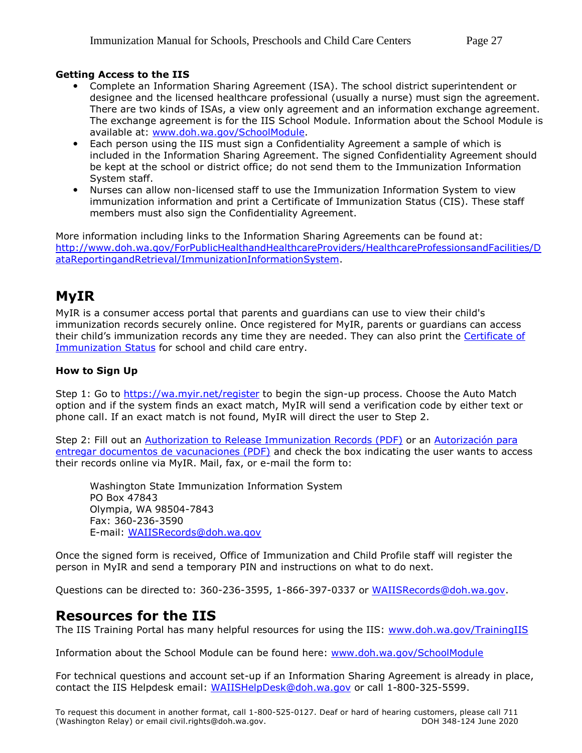### Getting Access to the IIS

- Complete an Information Sharing Agreement (ISA). The school district superintendent or designee and the licensed healthcare professional (usually a nurse) must sign the agreement. There are two kinds of ISAs, a view only agreement and an information exchange agreement. The exchange agreement is for the IIS School Module. Information about the School Module is available at: [www.doh.wa.gov/SchoolModule](www.doh.wa.gov/SchoolModule).
- Each person using the IIS must sign a Confidentiality Agreement a sample of which is included in the Information Sharing Agreement. The signed Confidentiality Agreement should be kept at the school or district office; do not send them to the Immunization Information System staff.
- Nurses can allow non-licensed staff to use the Immunization Information System to view immunization information and print a Certificate of Immunization Status (CIS). These staff members must also sign the Confidentiality Agreement.

More information including links to the Information Sharing Agreements can be found at: [http://www.doh.wa.gov/ForPublicHealthandHealthcareProviders/HealthcareProfessionsandFacilities/DataReportingandRetrieval/ImmunizationInformationSystem](http://www.doh.wa.gov/ForPublicHealthandHealthcareProviders/HealthcareProfessionsandFacilities/DataReportingandRetrieval/ImmunizationInformationSystem).

## MyIR

MyIR is a consumer access portal that parents and guardians can use to view their child's immunization records securely online. Once registered for MyIR, parents or guardians can access their child's immunization records any time they are needed. They can also print the Certificate of Immunization Status for school and child care entry.

### How to Sign Up

Step 1: Go to [https://wa.myir.net/register](https://wa.myir.net/register) to begin the sign-up process. Choose the Auto Match option and if the system finds an exact match, MyIR will send a verification code by either text or phone call. If an exact match is not found, MyIR will direct the user to Step 2.

Step 2: Fill out an Authorization to Release Immunization Records (PDF) or an Autorización para entregar documentos de vacunaciones (PDF) and check the box indicating the user wants to access their records online via MyIR. Mail, fax, or e-mail the form to:

Washington State Immunization Information System
PO Box 47843
Olympia, WA 98504-7843
Fax: 360-236-3590
E-mail: WAIISRecords@doh.wa.gov

Once the signed form is received, Office of Immunization and Child Profile staff will register the person in MyIR and send a temporary PIN and instructions on what to do next.

Questions can be directed to: 360-236-3595, 1-866-397-0337 or WAIISRecords@doh.wa.gov.

## Resources for the IIS

The IIS Training Portal has many helpful resources for using the IIS: [www.doh.wa.gov/TrainingIIS](www.doh.wa.gov/TrainingIIS)

Information about the School Module can be found here: [www.doh.wa.gov/SchoolModule](www.doh.wa.gov/SchoolModule)

For technical questions and account set-up if an Information Sharing Agreement is already in place, contact the IIS Helpdesk email: WAIISHelpDesk@doh.wa.gov or call 1-800-325-5599.

To request this document in another format, call 1-800-525-0127. Deaf or hard of hearing customers, please call 711 (Washington Relay) or email civil.rights@doh.wa.gov. DOH 348-124 June 2020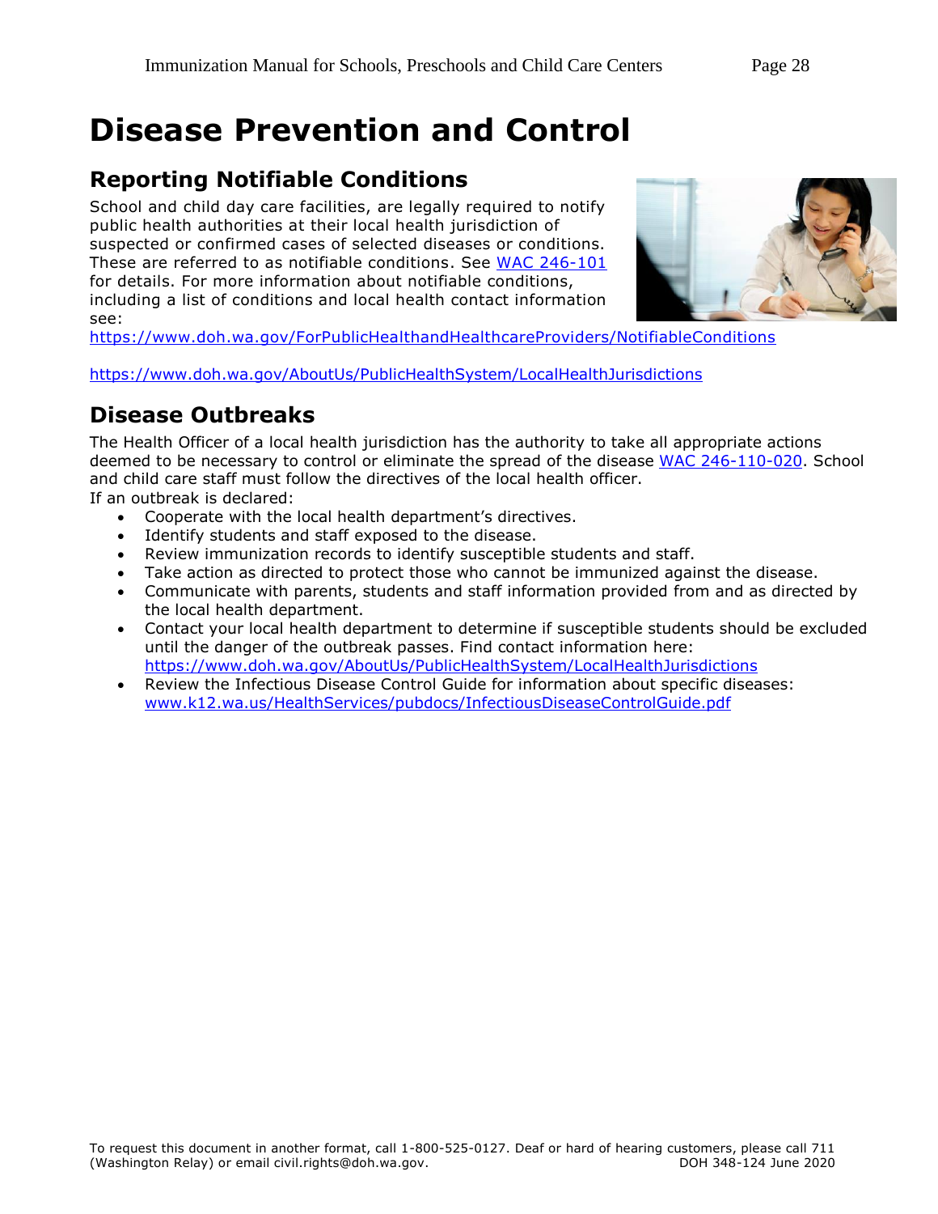# Disease Prevention and Control

## Reporting Notifiable Conditions

School and child day care facilities, are legally required to notify public health authorities at their local health jurisdiction of suspected or confirmed cases of selected diseases or conditions. These are referred to as notifiable conditions. See WAC 246-101 for details. For more information about notifiable conditions, including a list of conditions and local health contact information see:
https://www.doh.wa.gov/ForPublicHealthandHealthcareProviders/NotifiableConditions

https://www.doh.wa.gov/AboutUs/PublicHealthSystem/LocalHealthJurisdictions

## Disease Outbreaks

The Health Officer of a local health jurisdiction has the authority to take all appropriate actions deemed to be necessary to control or eliminate the spread of the disease WAC 246-110-020. School and child care staff must follow the directives of the local health officer.
If an outbreak is declared:

- Cooperate with the local health department's directives.
- Identify students and staff exposed to the disease.
- Review immunization records to identify susceptible students and staff.
- Take action as directed to protect those who cannot be immunized against the disease.
- Communicate with parents, students and staff information provided from and as directed by the local health department.
- Contact your local health department to determine if susceptible students should be excluded until the danger of the outbreak passes. Find contact information here: https://www.doh.wa.gov/AboutUs/PublicHealthSystem/LocalHealthJurisdictions
- Review the Infectious Disease Control Guide for information about specific diseases: www.k12.wa.us/HealthServices/pubdocs/InfectiousDiseaseControlGuide.pdf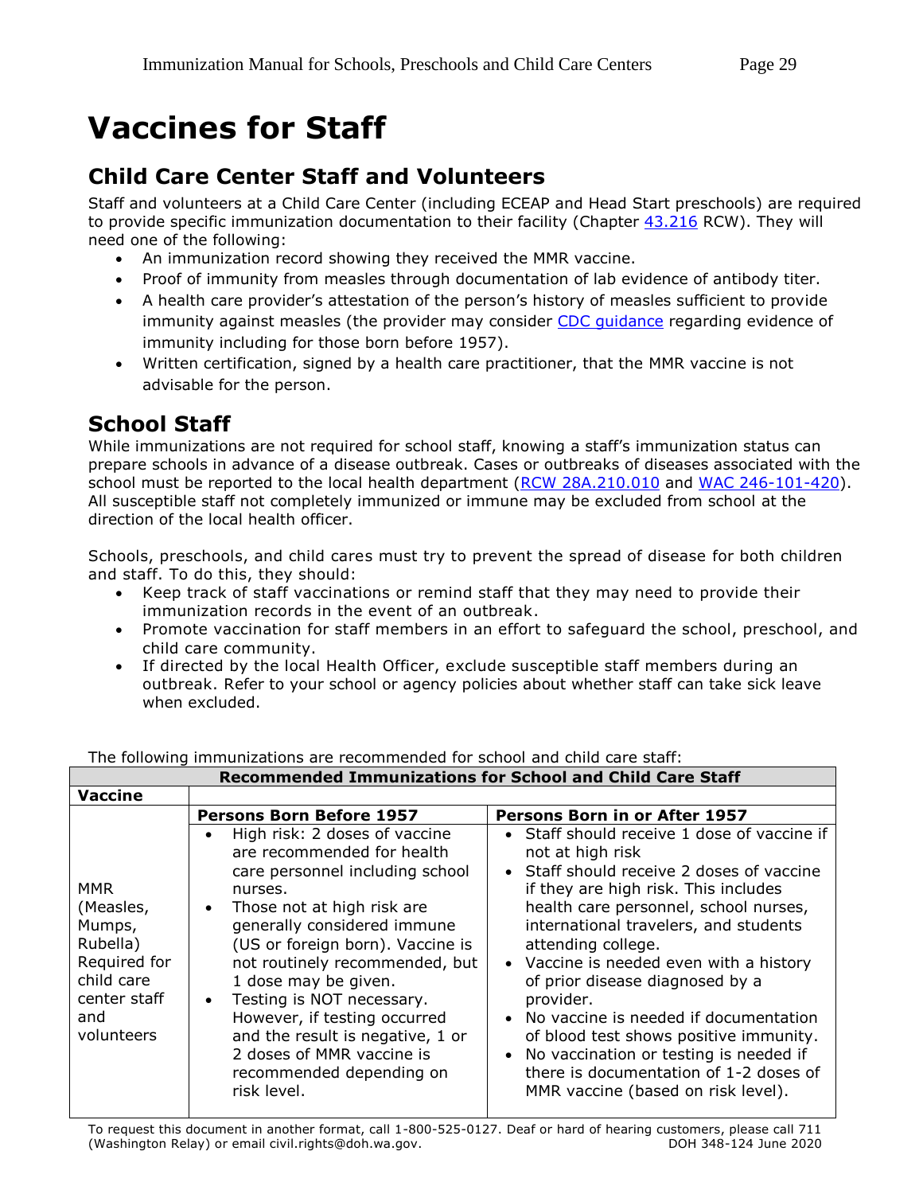# Vaccines for Staff

## Child Care Center Staff and Volunteers

Staff and volunteers at a Child Care Center (including ECEAP and Head Start preschools) are required to provide specific immunization documentation to their facility (Chapter 43.216 RCW). They will need one of the following:

- An immunization record showing they received the MMR vaccine.
- Proof of immunity from measles through documentation of lab evidence of antibody titer.
- A health care provider's attestation of the person's history of measles sufficient to provide immunity against measles (the provider may consider CDC guidance regarding evidence of immunity including for those born before 1957).
- Written certification, signed by a health care practitioner, that the MMR vaccine is not advisable for the person.

## School Staff

While immunizations are not required for school staff, knowing a staff's immunization status can prepare schools in advance of a disease outbreak. Cases or outbreaks of diseases associated with the school must be reported to the local health department (RCW 28A.210.010 and WAC 246-101-420). All susceptible staff not completely immunized or immune may be excluded from school at the direction of the local health officer.

Schools, preschools, and child cares must try to prevent the spread of disease for both children and staff. To do this, they should:

- Keep track of staff vaccinations or remind staff that they may need to provide their immunization records in the event of an outbreak.
- Promote vaccination for staff members in an effort to safeguard the school, preschool, and child care community.
- If directed by the local Health Officer, exclude susceptible staff members during an outbreak. Refer to your school or agency policies about whether staff can take sick leave when excluded.

The following immunizations are recommended for school and child care staff:

| **Recommended Immunizations for School and Child Care Staff** | | |
|---|---|---|
| **Vaccine** | | |
| | **Persons Born Before 1957** | **Persons Born in or After 1957** |
| MMR (Measles, Mumps, Rubella) Required for child care center staff and volunteers | • High risk: 2 doses of vaccine are recommended for health care personnel including school nurses.<br>• Those not at high risk are generally considered immune (US or foreign born). Vaccine is not routinely recommended, but 1 dose may be given.<br>• Testing is NOT necessary. However, if testing occurred and the result is negative, 1 or 2 doses of MMR vaccine is recommended depending on risk level. | • Staff should receive 1 dose of vaccine if not at high risk<br>• Staff should receive 2 doses of vaccine if they are high risk. This includes health care personnel, school nurses, international travelers, and students attending college.<br>• Vaccine is needed even with a history of prior disease diagnosed by a provider.<br>• No vaccine is needed if documentation of blood test shows positive immunity.<br>• No vaccination or testing is needed if there is documentation of 1-2 doses of MMR vaccine (based on risk level). |

To request this document in another format, call 1-800-525-0127. Deaf or hard of hearing customers, please call 711 (Washington Relay) or email civil.rights@doh.wa.gov. DOH 348-124 June 2020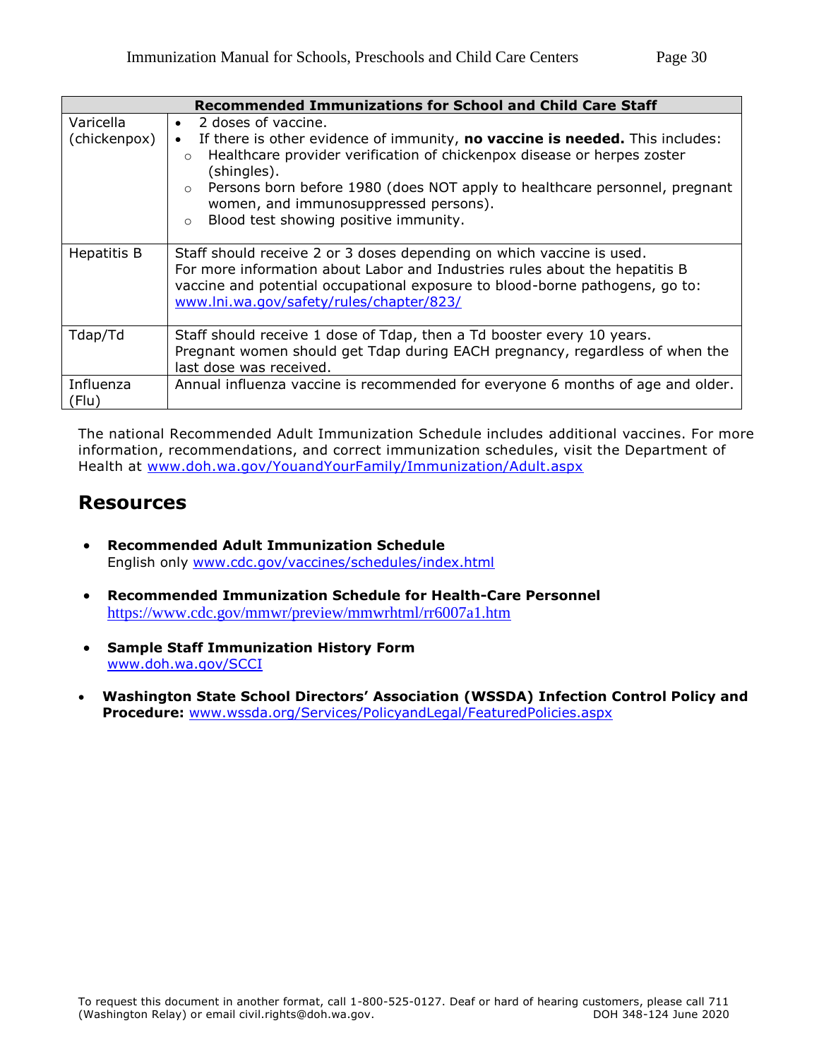| Recommended Immunizations for School and Child Care Staff | |
|---|---|
| Varicella (chickenpox) | • 2 doses of vaccine.<br>• If there is other evidence of immunity, **no vaccine is needed.** This includes:<br>  ○ Healthcare provider verification of chickenpox disease or herpes zoster (shingles).<br>  ○ Persons born before 1980 (does NOT apply to healthcare personnel, pregnant women, and immunosuppressed persons).<br>  ○ Blood test showing positive immunity. |
| Hepatitis B | Staff should receive 2 or 3 doses depending on which vaccine is used. For more information about Labor and Industries rules about the hepatitis B vaccine and potential occupational exposure to blood-borne pathogens, go to: www.lni.wa.gov/safety/rules/chapter/823/ |
| Tdap/Td | Staff should receive 1 dose of Tdap, then a Td booster every 10 years. Pregnant women should get Tdap during EACH pregnancy, regardless of when the last dose was received. |
| Influenza (Flu) | Annual influenza vaccine is recommended for everyone 6 months of age and older. |

The national Recommended Adult Immunization Schedule includes additional vaccines. For more information, recommendations, and correct immunization schedules, visit the Department of Health at www.doh.wa.gov/YouandYourFamily/Immunization/Adult.aspx

## Resources

- **Recommended Adult Immunization Schedule**
  English only www.cdc.gov/vaccines/schedules/index.html

- **Recommended Immunization Schedule for Health-Care Personnel**
  https://www.cdc.gov/mmwr/preview/mmwrhtml/rr6007a1.htm

- **Sample Staff Immunization History Form**
  www.doh.wa.gov/SCCI

- **Washington State School Directors' Association (WSSDA) Infection Control Policy and Procedure:** www.wssda.org/Services/PolicyandLegal/FeaturedPolicies.aspx

To request this document in another format, call 1-800-525-0127. Deaf or hard of hearing customers, please call 711 (Washington Relay) or email civil.rights@doh.wa.gov. DOH 348-124 June 2020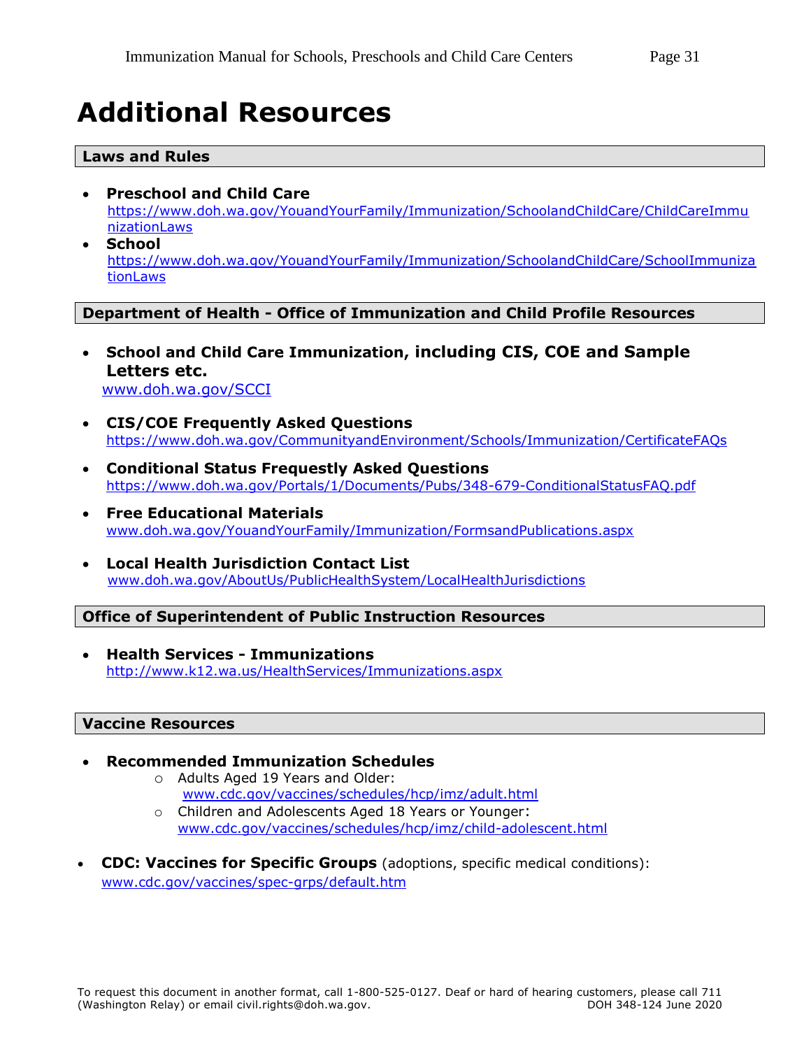# Additional Resources

## Laws and Rules

- **Preschool and Child Care**
  https://www.doh.wa.gov/YouandYourFamily/Immunization/SchoolandChildCare/ChildCareImmunizationLaws
- **School**
  https://www.doh.wa.gov/YouandYourFamily/Immunization/SchoolandChildCare/SchoolImmunizationLaws

## Department of Health - Office of Immunization and Child Profile Resources

- **School and Child Care Immunization, including CIS, COE and Sample Letters etc.**
  www.doh.wa.gov/SCCI
- **CIS/COE Frequently Asked Questions**
  https://www.doh.wa.gov/CommunityandEnvironment/Schools/Immunization/CertificateFAQs
- **Conditional Status Frequestly Asked Questions**
  https://www.doh.wa.gov/Portals/1/Documents/Pubs/348-679-ConditionalStatusFAQ.pdf
- **Free Educational Materials**
  www.doh.wa.gov/YouandYourFamily/Immunization/FormsandPublications.aspx
- **Local Health Jurisdiction Contact List**
  www.doh.wa.gov/AboutUs/PublicHealthSystem/LocalHealthJurisdictions

## Office of Superintendent of Public Instruction Resources

- **Health Services - Immunizations**
  http://www.k12.wa.us/HealthServices/Immunizations.aspx

## Vaccine Resources

- **Recommended Immunization Schedules**
  - Adults Aged 19 Years and Older:
    www.cdc.gov/vaccines/schedules/hcp/imz/adult.html
  - Children and Adolescents Aged 18 Years or Younger:
    www.cdc.gov/vaccines/schedules/hcp/imz/child-adolescent.html
- **CDC: Vaccines for Specific Groups** (adoptions, specific medical conditions):
  www.cdc.gov/vaccines/spec-grps/default.htm

To request this document in another format, call 1-800-525-0127. Deaf or hard of hearing customers, please call 711 (Washington Relay) or email civil.rights@doh.wa.gov.

DOH 348-124 June 2020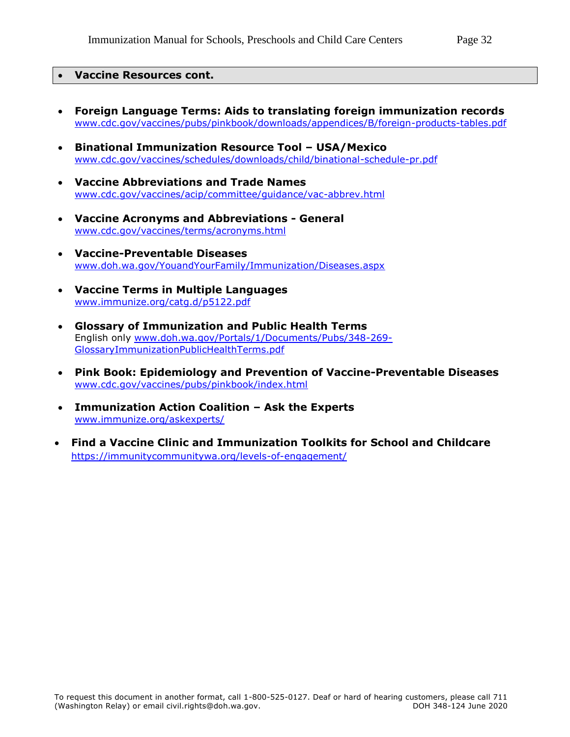- **Vaccine Resources cont.**

- **Foreign Language Terms: Aids to translating foreign immunization records**
  www.cdc.gov/vaccines/pubs/pinkbook/downloads/appendices/B/foreign-products-tables.pdf

- **Binational Immunization Resource Tool – USA/Mexico**
  www.cdc.gov/vaccines/schedules/downloads/child/binational-schedule-pr.pdf

- **Vaccine Abbreviations and Trade Names**
  www.cdc.gov/vaccines/acip/committee/guidance/vac-abbrev.html

- **Vaccine Acronyms and Abbreviations - General**
  www.cdc.gov/vaccines/terms/acronyms.html

- **Vaccine-Preventable Diseases**
  www.doh.wa.gov/YouandYourFamily/Immunization/Diseases.aspx

- **Vaccine Terms in Multiple Languages**
  www.immunize.org/catg.d/p5122.pdf

- **Glossary of Immunization and Public Health Terms**
  English only www.doh.wa.gov/Portals/1/Documents/Pubs/348-269-GlossaryImmunizationPublicHealthTerms.pdf

- **Pink Book: Epidemiology and Prevention of Vaccine-Preventable Diseases**
  www.cdc.gov/vaccines/pubs/pinkbook/index.html

- **Immunization Action Coalition – Ask the Experts**
  www.immunize.org/askexperts/

- **Find a Vaccine Clinic and Immunization Toolkits for School and Childcare**
  https://immunitycommunitywa.org/levels-of-engagement/

To request this document in another format, call 1-800-525-0127. Deaf or hard of hearing customers, please call 711 (Washington Relay) or email civil.rights@doh.wa.gov. DOH 348-124 June 2020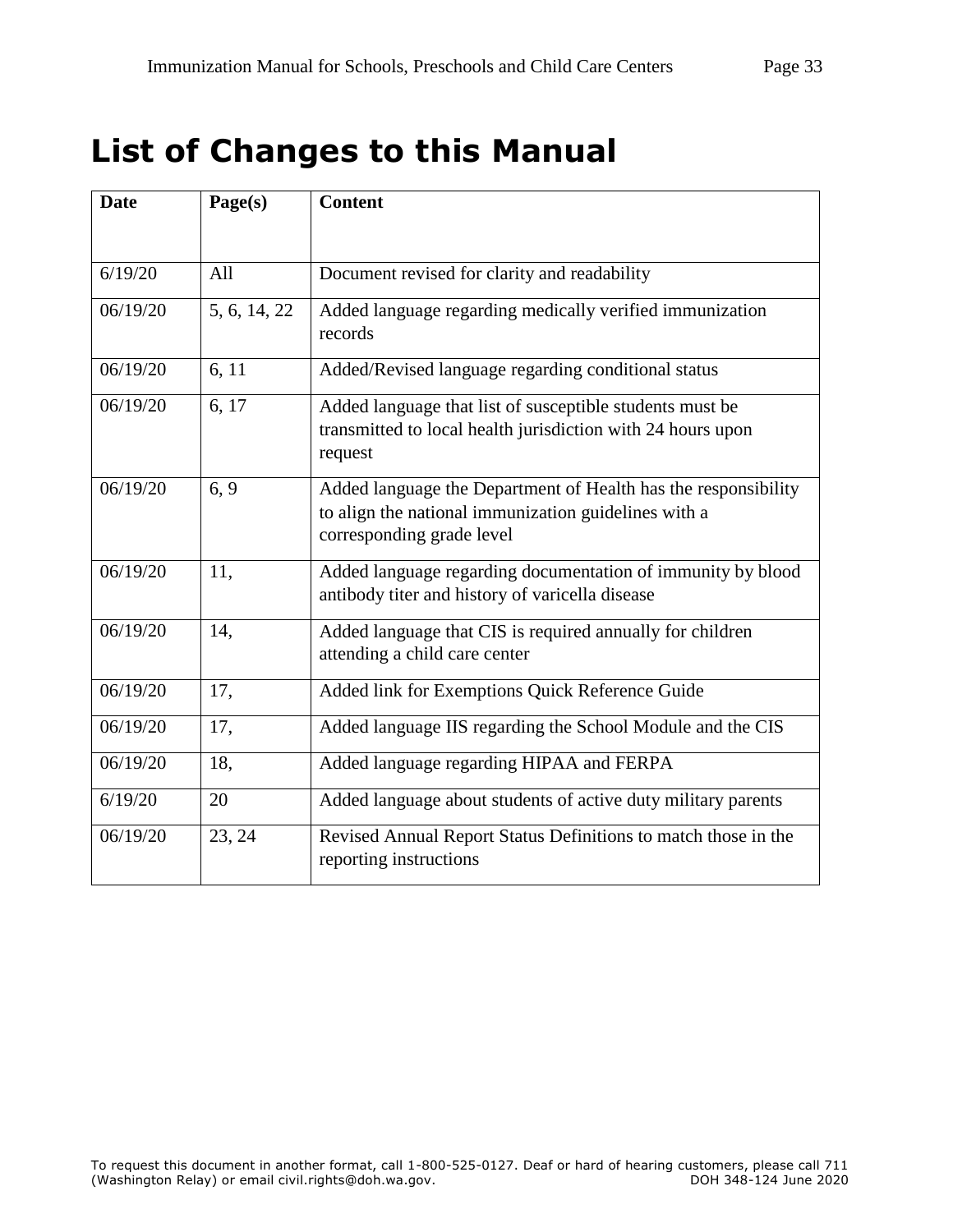# List of Changes to this Manual

| Date | Page(s) | Content |
|---|---|---|
| 6/19/20 | All | Document revised for clarity and readability |
| 06/19/20 | 5, 6, 14, 22 | Added language regarding medically verified immunization records |
| 06/19/20 | 6, 11 | Added/Revised language regarding conditional status |
| 06/19/20 | 6, 17 | Added language that list of susceptible students must be transmitted to local health jurisdiction with 24 hours upon request |
| 06/19/20 | 6, 9 | Added language the Department of Health has the responsibility to align the national immunization guidelines with a corresponding grade level |
| 06/19/20 | 11, | Added language regarding documentation of immunity by blood antibody titer and history of varicella disease |
| 06/19/20 | 14, | Added language that CIS is required annually for children attending a child care center |
| 06/19/20 | 17, | Added link for Exemptions Quick Reference Guide |
| 06/19/20 | 17, | Added language IIS regarding the School Module and the CIS |
| 06/19/20 | 18, | Added language regarding HIPAA and FERPA |
| 6/19/20 | 20 | Added language about students of active duty military parents |
| 06/19/20 | 23, 24 | Revised Annual Report Status Definitions to match those in the reporting instructions |

To request this document in another format, call 1-800-525-0127. Deaf or hard of hearing customers, please call 711 (Washington Relay) or email civil.rights@doh.wa.gov. DOH 348-124 June 2020